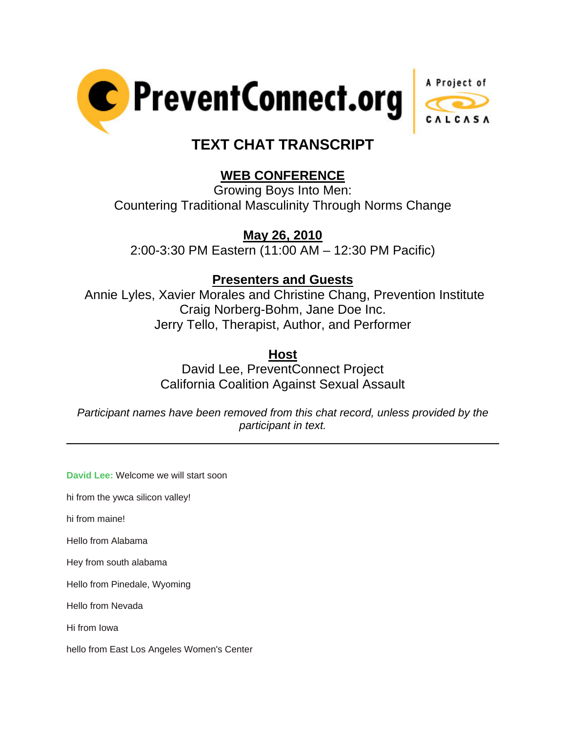PreventConnect.org — A Project of CALCASA

# TEXT CHAT TRANSCRIPT

## WEB CONFERENCE

Growing Boys Into Men:
Countering Traditional Masculinity Through Norms Change

## May 26, 2010

2:00-3:30 PM Eastern (11:00 AM – 12:30 PM Pacific)

## Presenters and Guests

Annie Lyles, Xavier Morales and Christine Chang, Prevention Institute
Craig Norberg-Bohm, Jane Doe Inc.
Jerry Tello, Therapist, Author, and Performer

## Host

David Lee, PreventConnect Project
California Coalition Against Sexual Assault

*Participant names have been removed from this chat record, unless provided by the participant in text.*

---

**David Lee:** Welcome we will start soon

hi from the ywca silicon valley!

hi from maine!

Hello from Alabama

Hey from south alabama

Hello from Pinedale, Wyoming

Hello from Nevada

Hi from Iowa

hello from East Los Angeles Women's Center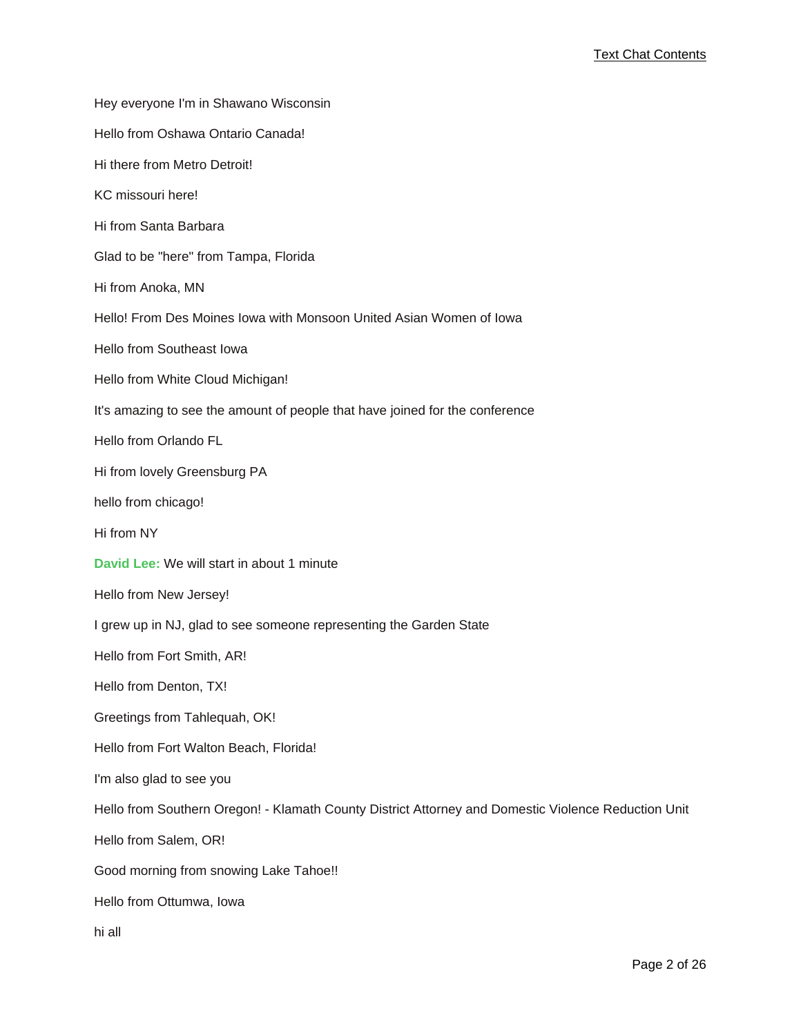Hey everyone I'm in Shawano Wisconsin

Hello from Oshawa Ontario Canada!

Hi there from Metro Detroit!

KC missouri here!

Hi from Santa Barbara

Glad to be "here" from Tampa, Florida

Hi from Anoka, MN

Hello! From Des Moines Iowa with Monsoon United Asian Women of Iowa

Hello from Southeast Iowa

Hello from White Cloud Michigan!

It's amazing to see the amount of people that have joined for the conference

Hello from Orlando FL

Hi from lovely Greensburg PA

hello from chicago!

Hi from NY

**David Lee:** We will start in about 1 minute

Hello from New Jersey!

I grew up in NJ, glad to see someone representing the Garden State

Hello from Fort Smith, AR!

Hello from Denton, TX!

Greetings from Tahlequah, OK!

Hello from Fort Walton Beach, Florida!

I'm also glad to see you

Hello from Southern Oregon! - Klamath County District Attorney and Domestic Violence Reduction Unit

Hello from Salem, OR!

Good morning from snowing Lake Tahoe!!

Hello from Ottumwa, Iowa

hi all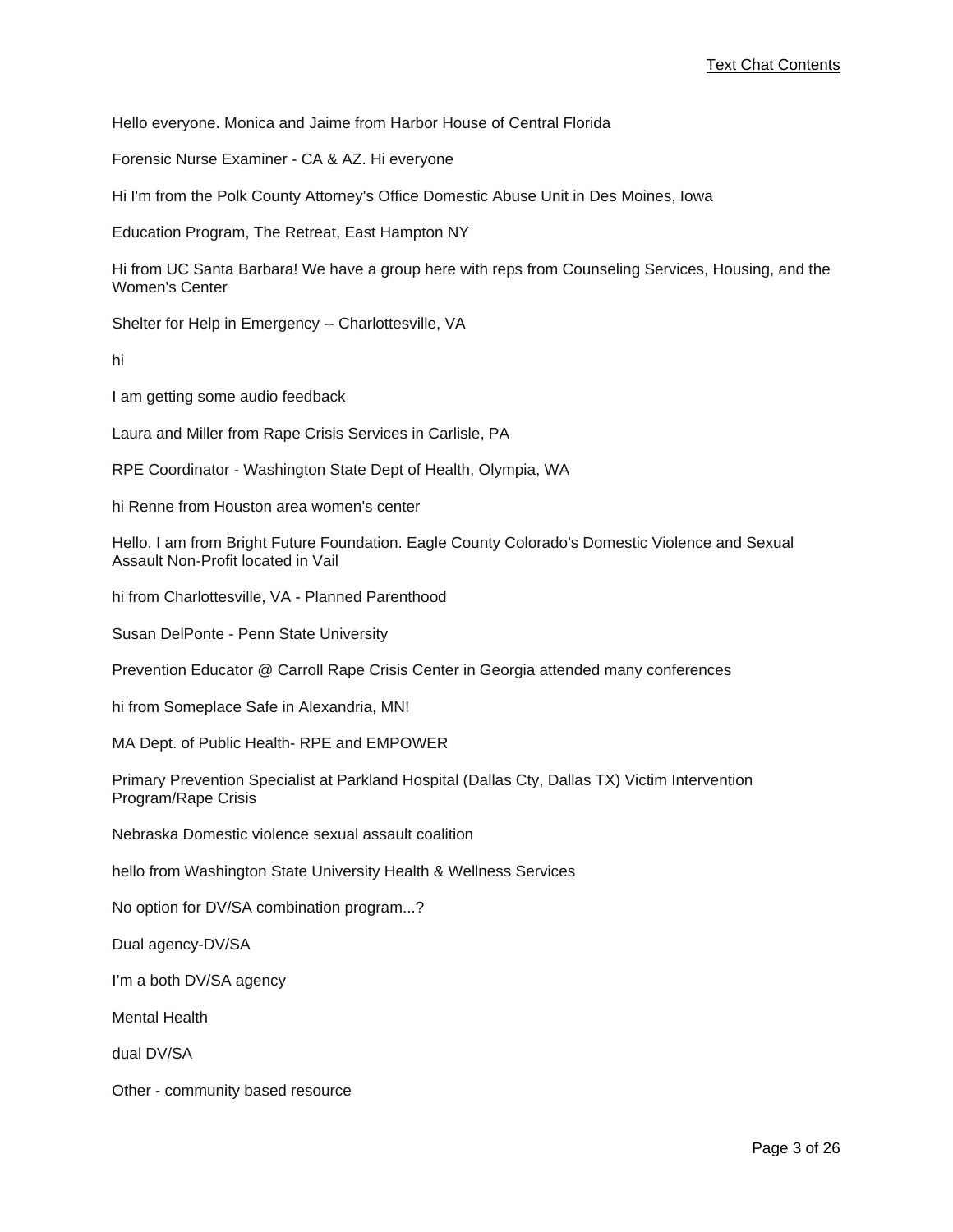Hello everyone. Monica and Jaime from Harbor House of Central Florida

Forensic Nurse Examiner - CA & AZ. Hi everyone

Hi I'm from the Polk County Attorney's Office Domestic Abuse Unit in Des Moines, Iowa

Education Program, The Retreat, East Hampton NY

Hi from UC Santa Barbara! We have a group here with reps from Counseling Services, Housing, and the Women's Center

Shelter for Help in Emergency -- Charlottesville, VA

hi

I am getting some audio feedback

Laura and Miller from Rape Crisis Services in Carlisle, PA

RPE Coordinator - Washington State Dept of Health, Olympia, WA

hi Renne from Houston area women's center

Hello. I am from Bright Future Foundation. Eagle County Colorado's Domestic Violence and Sexual Assault Non-Profit located in Vail

hi from Charlottesville, VA - Planned Parenthood

Susan DelPonte - Penn State University

Prevention Educator @ Carroll Rape Crisis Center in Georgia attended many conferences

hi from Someplace Safe in Alexandria, MN!

MA Dept. of Public Health- RPE and EMPOWER

Primary Prevention Specialist at Parkland Hospital (Dallas Cty, Dallas TX) Victim Intervention Program/Rape Crisis

Nebraska Domestic violence sexual assault coalition

hello from Washington State University Health & Wellness Services

No option for DV/SA combination program...?

Dual agency-DV/SA

I'm a both DV/SA agency

Mental Health

dual DV/SA

Other - community based resource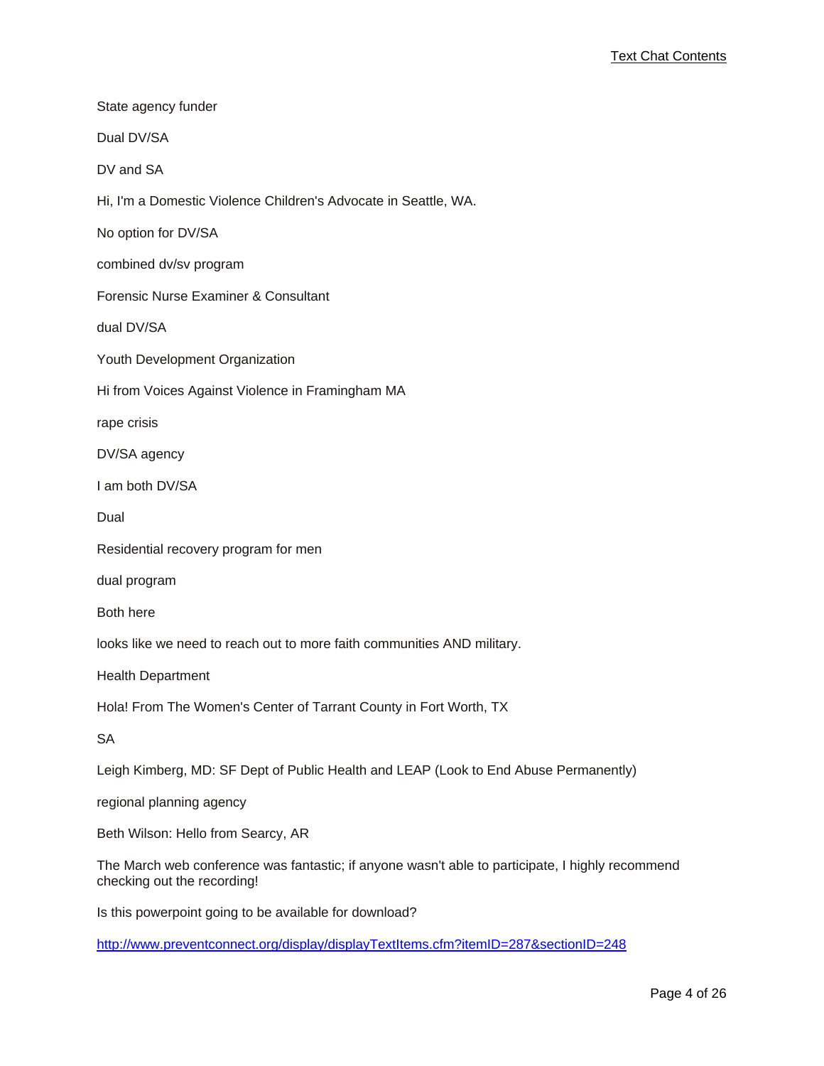State agency funder

Dual DV/SA

DV and SA

Hi, I'm a Domestic Violence Children's Advocate in Seattle, WA.

No option for DV/SA

combined dv/sv program

Forensic Nurse Examiner & Consultant

dual DV/SA

Youth Development Organization

Hi from Voices Against Violence in Framingham MA

rape crisis

DV/SA agency

I am both DV/SA

Dual

Residential recovery program for men

dual program

Both here

looks like we need to reach out to more faith communities AND military.

Health Department

Hola! From The Women's Center of Tarrant County in Fort Worth, TX

SA

Leigh Kimberg, MD: SF Dept of Public Health and LEAP (Look to End Abuse Permanently)

regional planning agency

Beth Wilson: Hello from Searcy, AR

The March web conference was fantastic; if anyone wasn't able to participate, I highly recommend checking out the recording!

Is this powerpoint going to be available for download?

http://www.preventconnect.org/display/displayTextItems.cfm?itemID=287&sectionID=248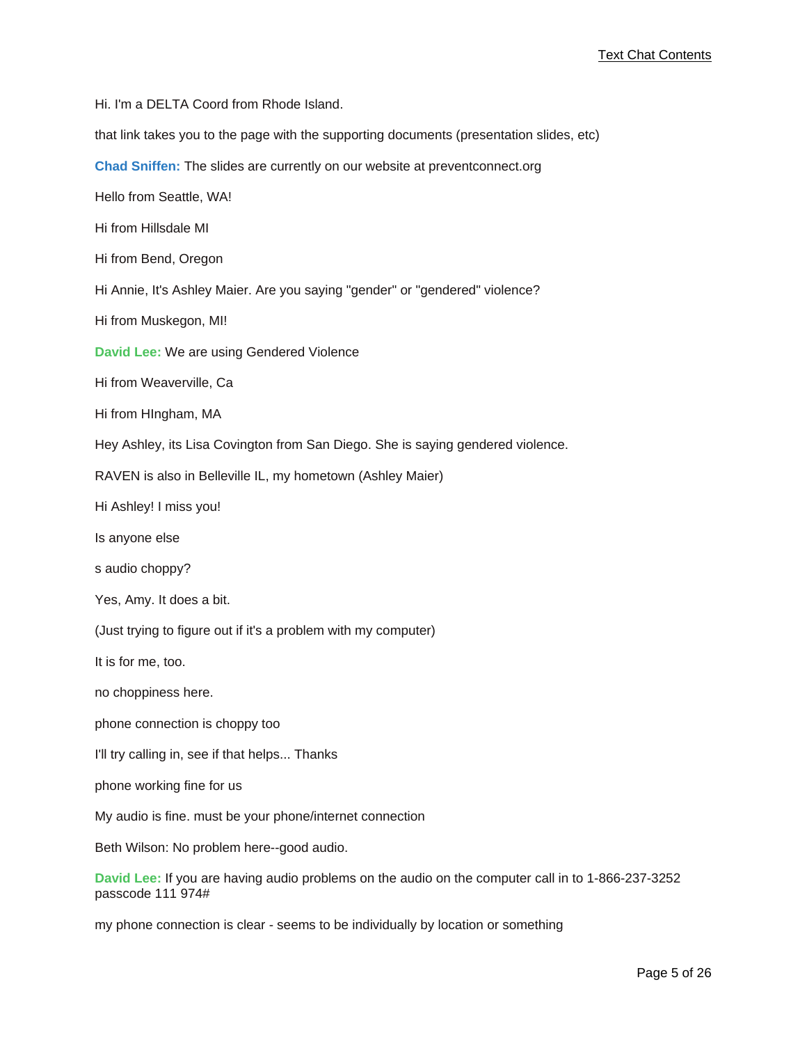Hi. I'm a DELTA Coord from Rhode Island.

that link takes you to the page with the supporting documents (presentation slides, etc)

**Chad Sniffen:** The slides are currently on our website at preventconnect.org

Hello from Seattle, WA!

Hi from Hillsdale MI

Hi from Bend, Oregon

Hi Annie, It's Ashley Maier. Are you saying "gender" or "gendered" violence?

Hi from Muskegon, MI!

**David Lee:** We are using Gendered Violence

Hi from Weaverville, Ca

Hi from HIngham, MA

Hey Ashley, its Lisa Covington from San Diego. She is saying gendered violence.

RAVEN is also in Belleville IL, my hometown (Ashley Maier)

Hi Ashley! I miss you!

Is anyone else

s audio choppy?

Yes, Amy. It does a bit.

(Just trying to figure out if it's a problem with my computer)

It is for me, too.

no choppiness here.

phone connection is choppy too

I'll try calling in, see if that helps... Thanks

phone working fine for us

My audio is fine. must be your phone/internet connection

Beth Wilson: No problem here--good audio.

**David Lee:** If you are having audio problems on the audio on the computer call in to 1-866-237-3252 passcode 111 974#

my phone connection is clear - seems to be individually by location or something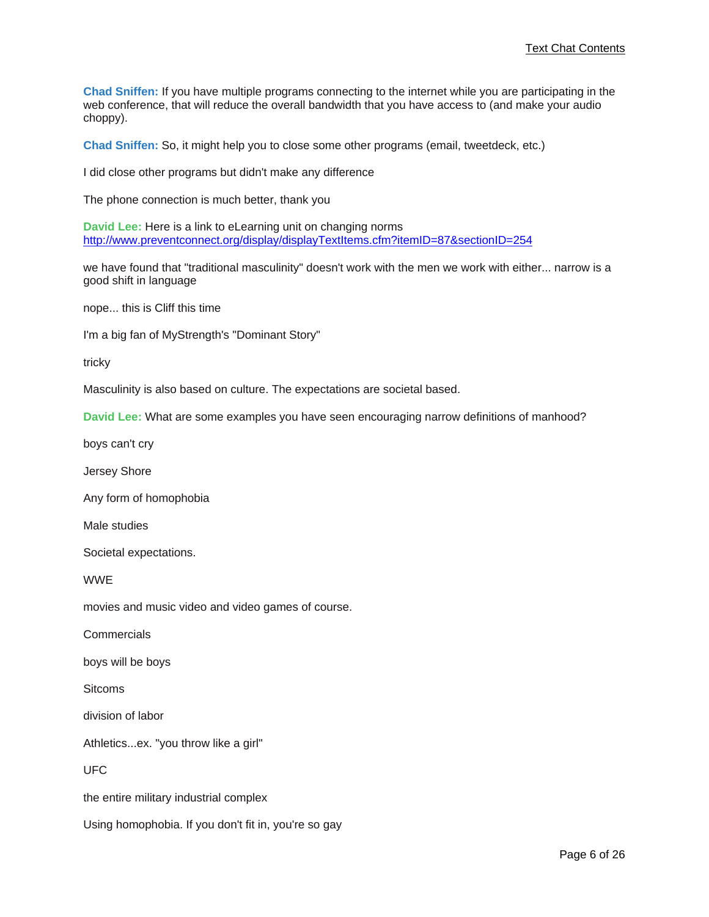**Chad Sniffen:** If you have multiple programs connecting to the internet while you are participating in the web conference, that will reduce the overall bandwidth that you have access to (and make your audio choppy).

**Chad Sniffen:** So, it might help you to close some other programs (email, tweetdeck, etc.)

I did close other programs but didn't make any difference

The phone connection is much better, thank you

**David Lee:** Here is a link to eLearning unit on changing norms [http://www.preventconnect.org/display/displayTextItems.cfm?itemID=87&sectionID=254](http://www.preventconnect.org/display/displayTextItems.cfm?itemID=87&sectionID=254)

we have found that "traditional masculinity" doesn't work with the men we work with either... narrow is a good shift in language

nope... this is Cliff this time

I'm a big fan of MyStrength's "Dominant Story"

tricky

Masculinity is also based on culture. The expectations are societal based.

**David Lee:** What are some examples you have seen encouraging narrow definitions of manhood?

boys can't cry

Jersey Shore

Any form of homophobia

Male studies

Societal expectations.

WWE

movies and music video and video games of course.

Commercials

boys will be boys

Sitcoms

division of labor

Athletics...ex. "you throw like a girl"

UFC

the entire military industrial complex

Using homophobia. If you don't fit in, you're so gay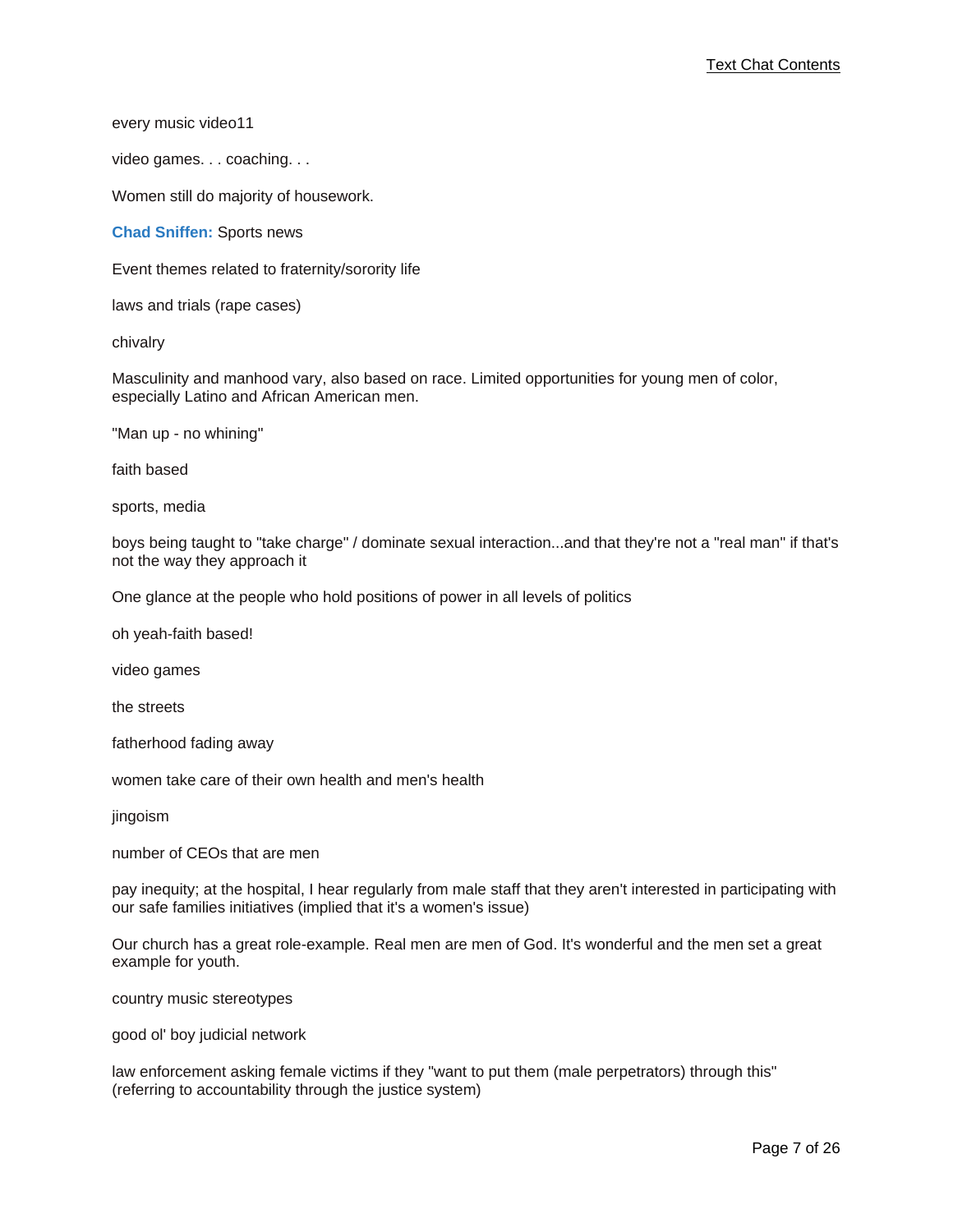every music video11

video games. . . coaching. . .

Women still do majority of housework.

**Chad Sniffen:** Sports news

Event themes related to fraternity/sorority life

laws and trials (rape cases)

chivalry

Masculinity and manhood vary, also based on race. Limited opportunities for young men of color, especially Latino and African American men.

"Man up - no whining"

faith based

sports, media

boys being taught to "take charge" / dominate sexual interaction...and that they're not a "real man" if that's not the way they approach it

One glance at the people who hold positions of power in all levels of politics

oh yeah-faith based!

video games

the streets

fatherhood fading away

women take care of their own health and men's health

jingoism

number of CEOs that are men

pay inequity; at the hospital, I hear regularly from male staff that they aren't interested in participating with our safe families initiatives (implied that it's a women's issue)

Our church has a great role-example. Real men are men of God. It's wonderful and the men set a great example for youth.

country music stereotypes

good ol' boy judicial network

law enforcement asking female victims if they "want to put them (male perpetrators) through this" (referring to accountability through the justice system)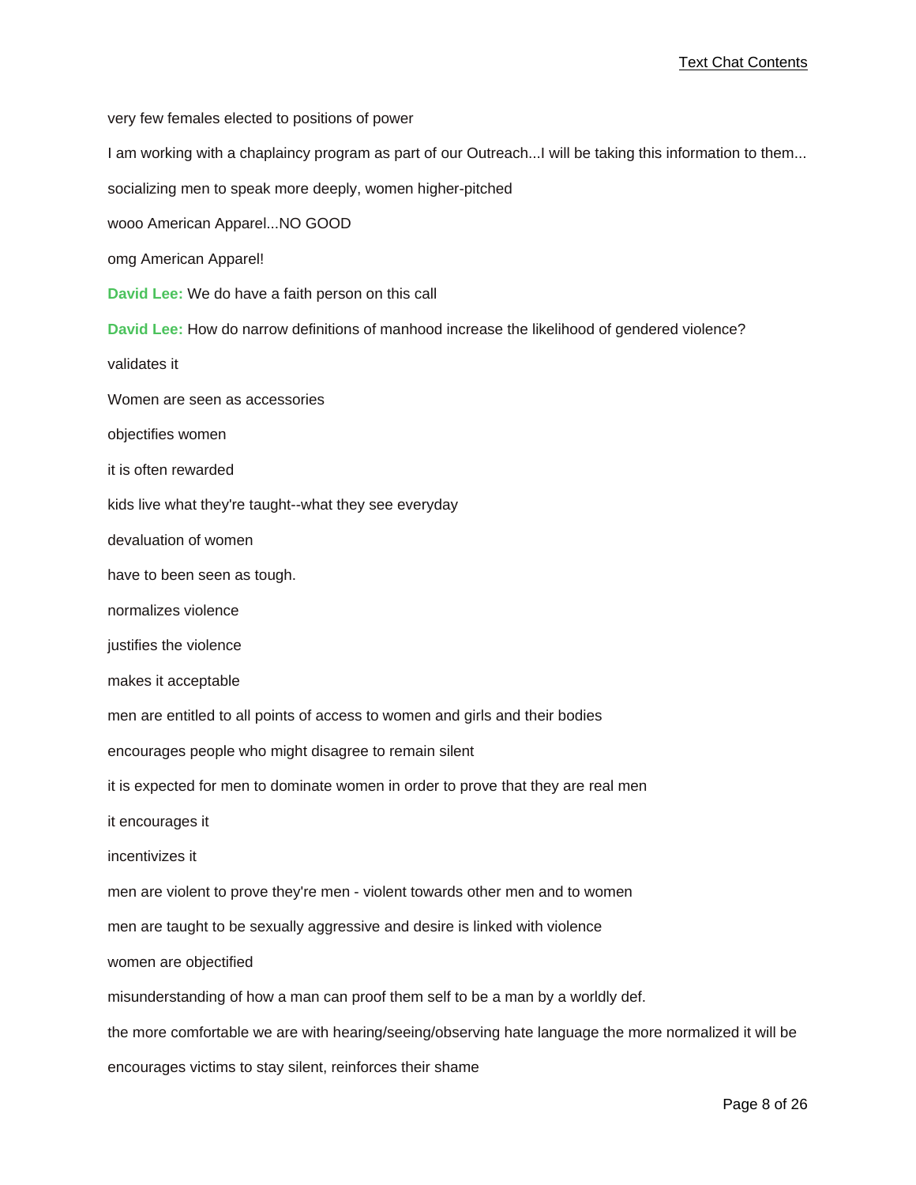very few females elected to positions of power

I am working with a chaplaincy program as part of our Outreach...I will be taking this information to them...

socializing men to speak more deeply, women higher-pitched

wooo American Apparel...NO GOOD

omg American Apparel!

**David Lee:** We do have a faith person on this call

**David Lee:** How do narrow definitions of manhood increase the likelihood of gendered violence?

validates it

Women are seen as accessories

objectifies women

it is often rewarded

kids live what they're taught--what they see everyday

devaluation of women

have to been seen as tough.

normalizes violence

justifies the violence

makes it acceptable

men are entitled to all points of access to women and girls and their bodies

encourages people who might disagree to remain silent

it is expected for men to dominate women in order to prove that they are real men

it encourages it

incentivizes it

men are violent to prove they're men - violent towards other men and to women

men are taught to be sexually aggressive and desire is linked with violence

women are objectified

misunderstanding of how a man can proof them self to be a man by a worldly def.

the more comfortable we are with hearing/seeing/observing hate language the more normalized it will be

encourages victims to stay silent, reinforces their shame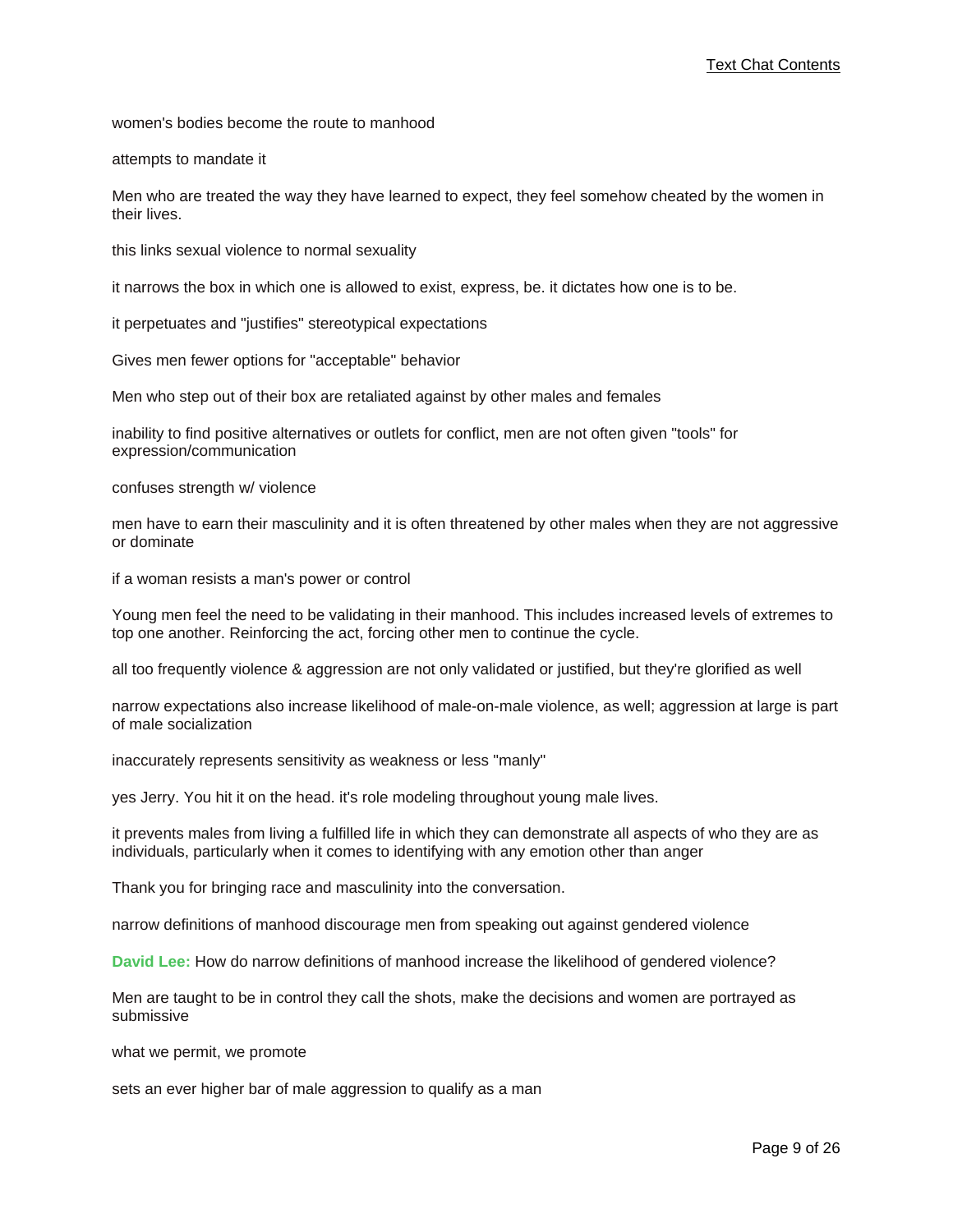women's bodies become the route to manhood

attempts to mandate it

Men who are treated the way they have learned to expect, they feel somehow cheated by the women in their lives.

this links sexual violence to normal sexuality

it narrows the box in which one is allowed to exist, express, be. it dictates how one is to be.

it perpetuates and "justifies" stereotypical expectations

Gives men fewer options for "acceptable" behavior

Men who step out of their box are retaliated against by other males and females

inability to find positive alternatives or outlets for conflict, men are not often given "tools" for expression/communication

confuses strength w/ violence

men have to earn their masculinity and it is often threatened by other males when they are not aggressive or dominate

if a woman resists a man's power or control

Young men feel the need to be validating in their manhood. This includes increased levels of extremes to top one another. Reinforcing the act, forcing other men to continue the cycle.

all too frequently violence & aggression are not only validated or justified, but they're glorified as well

narrow expectations also increase likelihood of male-on-male violence, as well; aggression at large is part of male socialization

inaccurately represents sensitivity as weakness or less "manly"

yes Jerry. You hit it on the head. it's role modeling throughout young male lives.

it prevents males from living a fulfilled life in which they can demonstrate all aspects of who they are as individuals, particularly when it comes to identifying with any emotion other than anger

Thank you for bringing race and masculinity into the conversation.

narrow definitions of manhood discourage men from speaking out against gendered violence

**David Lee:** How do narrow definitions of manhood increase the likelihood of gendered violence?

Men are taught to be in control they call the shots, make the decisions and women are portrayed as submissive

what we permit, we promote

sets an ever higher bar of male aggression to qualify as a man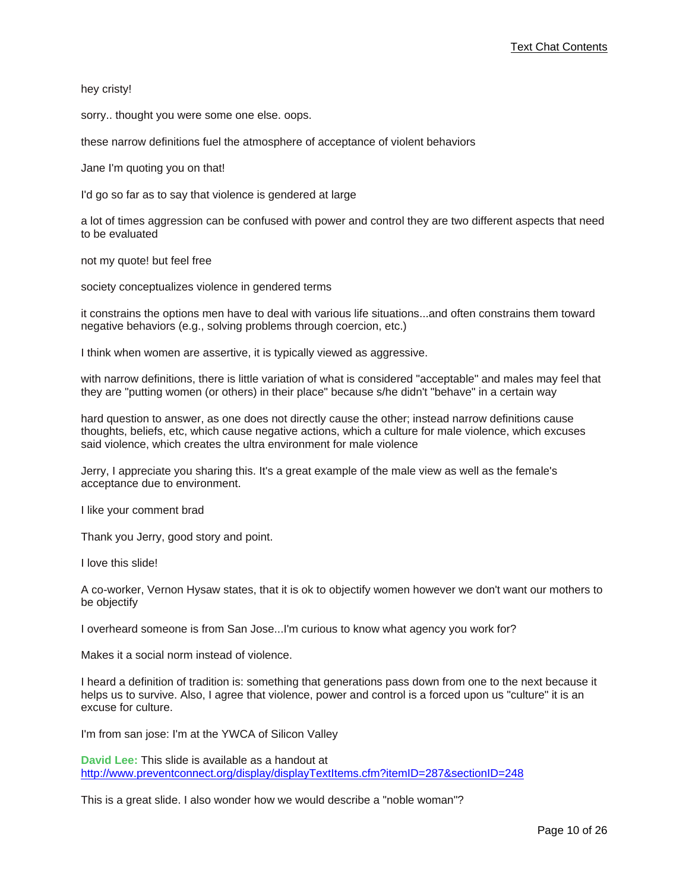hey cristy!

sorry.. thought you were some one else. oops.

these narrow definitions fuel the atmosphere of acceptance of violent behaviors

Jane I'm quoting you on that!

I'd go so far as to say that violence is gendered at large

a lot of times aggression can be confused with power and control they are two different aspects that need to be evaluated

not my quote! but feel free

society conceptualizes violence in gendered terms

it constrains the options men have to deal with various life situations...and often constrains them toward negative behaviors (e.g., solving problems through coercion, etc.)

I think when women are assertive, it is typically viewed as aggressive.

with narrow definitions, there is little variation of what is considered "acceptable" and males may feel that they are "putting women (or others) in their place" because s/he didn't "behave" in a certain way

hard question to answer, as one does not directly cause the other; instead narrow definitions cause thoughts, beliefs, etc, which cause negative actions, which a culture for male violence, which excuses said violence, which creates the ultra environment for male violence

Jerry, I appreciate you sharing this. It's a great example of the male view as well as the female's acceptance due to environment.

I like your comment brad

Thank you Jerry, good story and point.

I love this slide!

A co-worker, Vernon Hysaw states, that it is ok to objectify women however we don't want our mothers to be objectify

I overheard someone is from San Jose...I'm curious to know what agency you work for?

Makes it a social norm instead of violence.

I heard a definition of tradition is: something that generations pass down from one to the next because it helps us to survive. Also, I agree that violence, power and control is a forced upon us "culture" it is an excuse for culture.

I'm from san jose: I'm at the YWCA of Silicon Valley

**David Lee:** This slide is available as a handout at http://www.preventconnect.org/display/displayTextItems.cfm?itemID=287&sectionID=248

This is a great slide. I also wonder how we would describe a "noble woman"?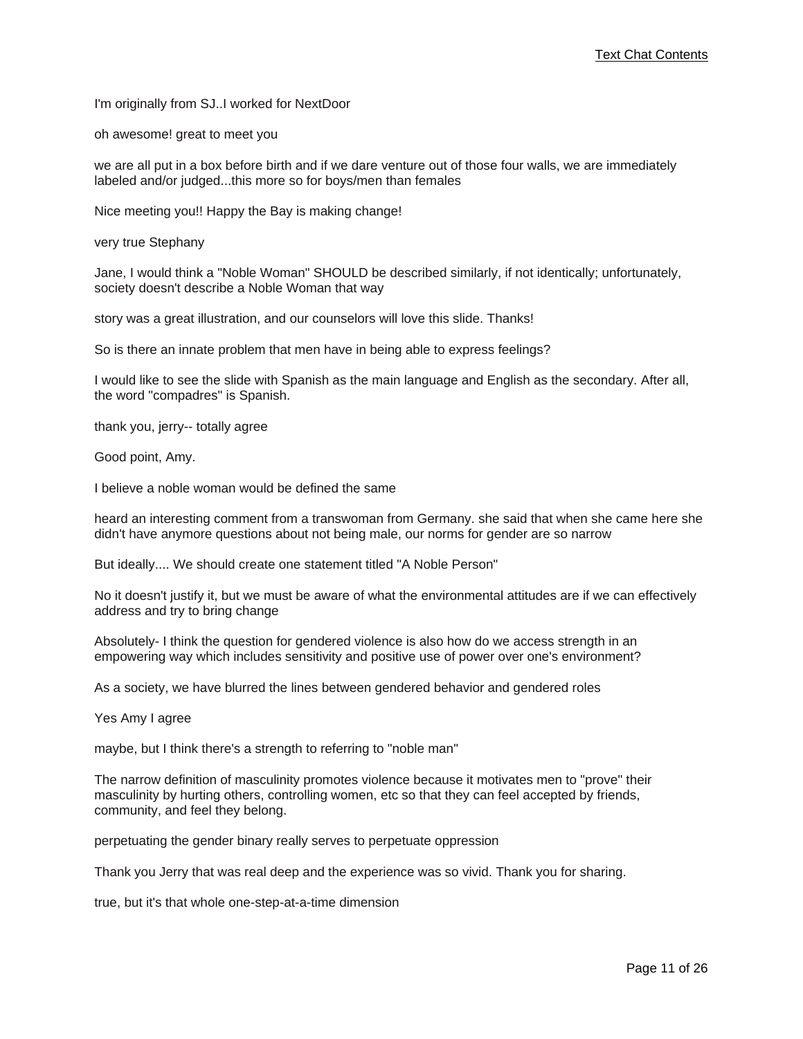I'm originally from SJ..I worked for NextDoor

oh awesome! great to meet you

we are all put in a box before birth and if we dare venture out of those four walls, we are immediately labeled and/or judged...this more so for boys/men than females

Nice meeting you!! Happy the Bay is making change!

very true Stephany

Jane, I would think a "Noble Woman" SHOULD be described similarly, if not identically; unfortunately, society doesn't describe a Noble Woman that way

story was a great illustration, and our counselors will love this slide. Thanks!

So is there an innate problem that men have in being able to express feelings?

I would like to see the slide with Spanish as the main language and English as the secondary. After all, the word "compadres" is Spanish.

thank you, jerry-- totally agree

Good point, Amy.

I believe a noble woman would be defined the same

heard an interesting comment from a transwoman from Germany. she said that when she came here she didn't have anymore questions about not being male, our norms for gender are so narrow

But ideally.... We should create one statement titled "A Noble Person"

No it doesn't justify it, but we must be aware of what the environmental attitudes are if we can effectively address and try to bring change

Absolutely- I think the question for gendered violence is also how do we access strength in an empowering way which includes sensitivity and positive use of power over one's environment?

As a society, we have blurred the lines between gendered behavior and gendered roles

Yes Amy I agree

maybe, but I think there's a strength to referring to "noble man"

The narrow definition of masculinity promotes violence because it motivates men to "prove" their masculinity by hurting others, controlling women, etc so that they can feel accepted by friends, community, and feel they belong.

perpetuating the gender binary really serves to perpetuate oppression

Thank you Jerry that was real deep and the experience was so vivid. Thank you for sharing.

true, but it's that whole one-step-at-a-time dimension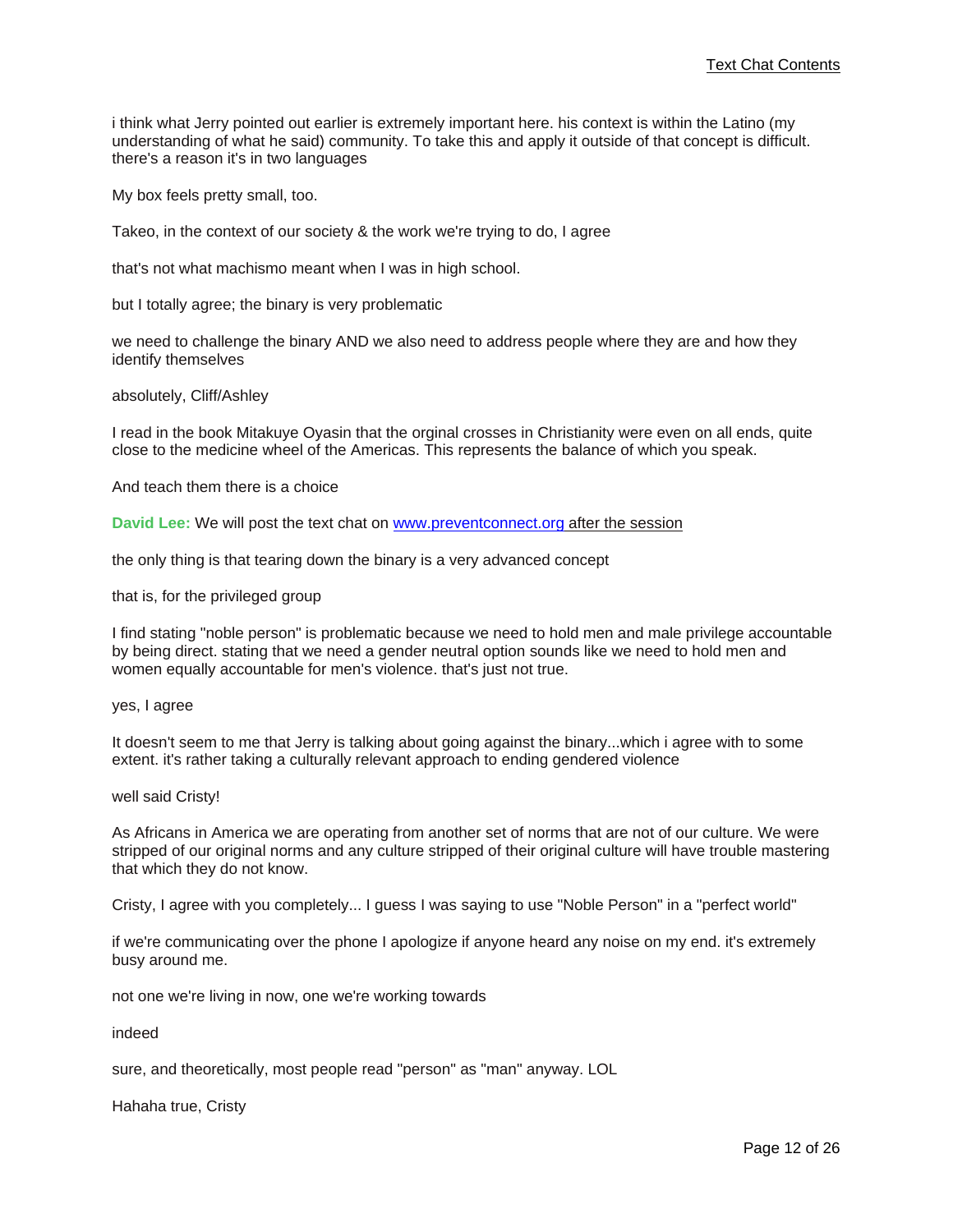i think what Jerry pointed out earlier is extremely important here. his context is within the Latino (my understanding of what he said) community. To take this and apply it outside of that concept is difficult. there's a reason it's in two languages

My box feels pretty small, too.

Takeo, in the context of our society & the work we're trying to do, I agree

that's not what machismo meant when I was in high school.

but I totally agree; the binary is very problematic

we need to challenge the binary AND we also need to address people where they are and how they identify themselves

absolutely, Cliff/Ashley

I read in the book Mitakuye Oyasin that the orginal crosses in Christianity were even on all ends, quite close to the medicine wheel of the Americas. This represents the balance of which you speak.

And teach them there is a choice

**David Lee:** We will post the text chat on www.preventconnect.org after the session

the only thing is that tearing down the binary is a very advanced concept

that is, for the privileged group

I find stating "noble person" is problematic because we need to hold men and male privilege accountable by being direct. stating that we need a gender neutral option sounds like we need to hold men and women equally accountable for men's violence. that's just not true.

yes, I agree

It doesn't seem to me that Jerry is talking about going against the binary...which i agree with to some extent. it's rather taking a culturally relevant approach to ending gendered violence

well said Cristy!

As Africans in America we are operating from another set of norms that are not of our culture. We were stripped of our original norms and any culture stripped of their original culture will have trouble mastering that which they do not know.

Cristy, I agree with you completely... I guess I was saying to use "Noble Person" in a "perfect world"

if we're communicating over the phone I apologize if anyone heard any noise on my end. it's extremely busy around me.

not one we're living in now, one we're working towards

indeed

sure, and theoretically, most people read "person" as "man" anyway. LOL

Hahaha true, Cristy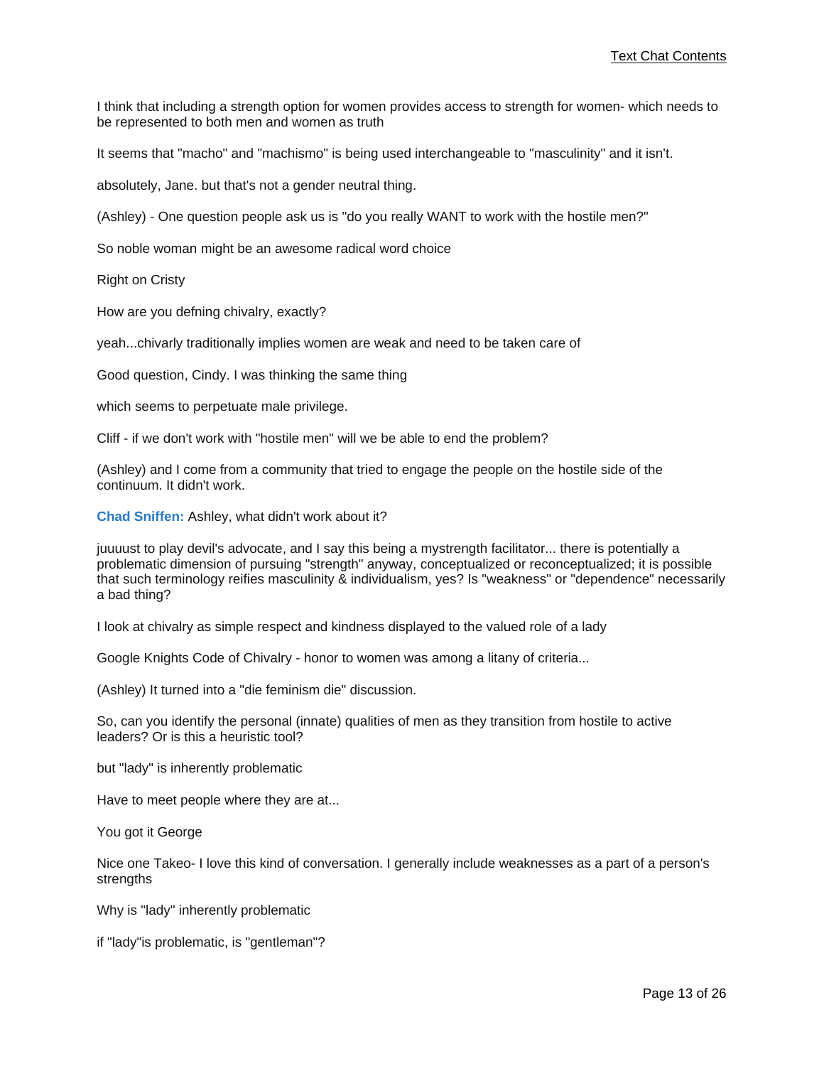I think that including a strength option for women provides access to strength for women- which needs to be represented to both men and women as truth

It seems that "macho" and "machismo" is being used interchangeable to "masculinity" and it isn't.

absolutely, Jane. but that's not a gender neutral thing.

(Ashley) - One question people ask us is "do you really WANT to work with the hostile men?"

So noble woman might be an awesome radical word choice

Right on Cristy

How are you defning chivalry, exactly?

yeah...chivarly traditionally implies women are weak and need to be taken care of

Good question, Cindy. I was thinking the same thing

which seems to perpetuate male privilege.

Cliff - if we don't work with "hostile men" will we be able to end the problem?

(Ashley) and I come from a community that tried to engage the people on the hostile side of the continuum. It didn't work.

**Chad Sniffen:** Ashley, what didn't work about it?

juuuust to play devil's advocate, and I say this being a mystrength facilitator... there is potentially a problematic dimension of pursuing "strength" anyway, conceptualized or reconceptualized; it is possible that such terminology reifies masculinity & individualism, yes? Is "weakness" or "dependence" necessarily a bad thing?

I look at chivalry as simple respect and kindness displayed to the valued role of a lady

Google Knights Code of Chivalry - honor to women was among a litany of criteria...

(Ashley) It turned into a "die feminism die" discussion.

So, can you identify the personal (innate) qualities of men as they transition from hostile to active leaders? Or is this a heuristic tool?

but "lady" is inherently problematic

Have to meet people where they are at...

You got it George

Nice one Takeo- I love this kind of conversation. I generally include weaknesses as a part of a person's strengths

Why is "lady" inherently problematic

if "lady"is problematic, is "gentleman"?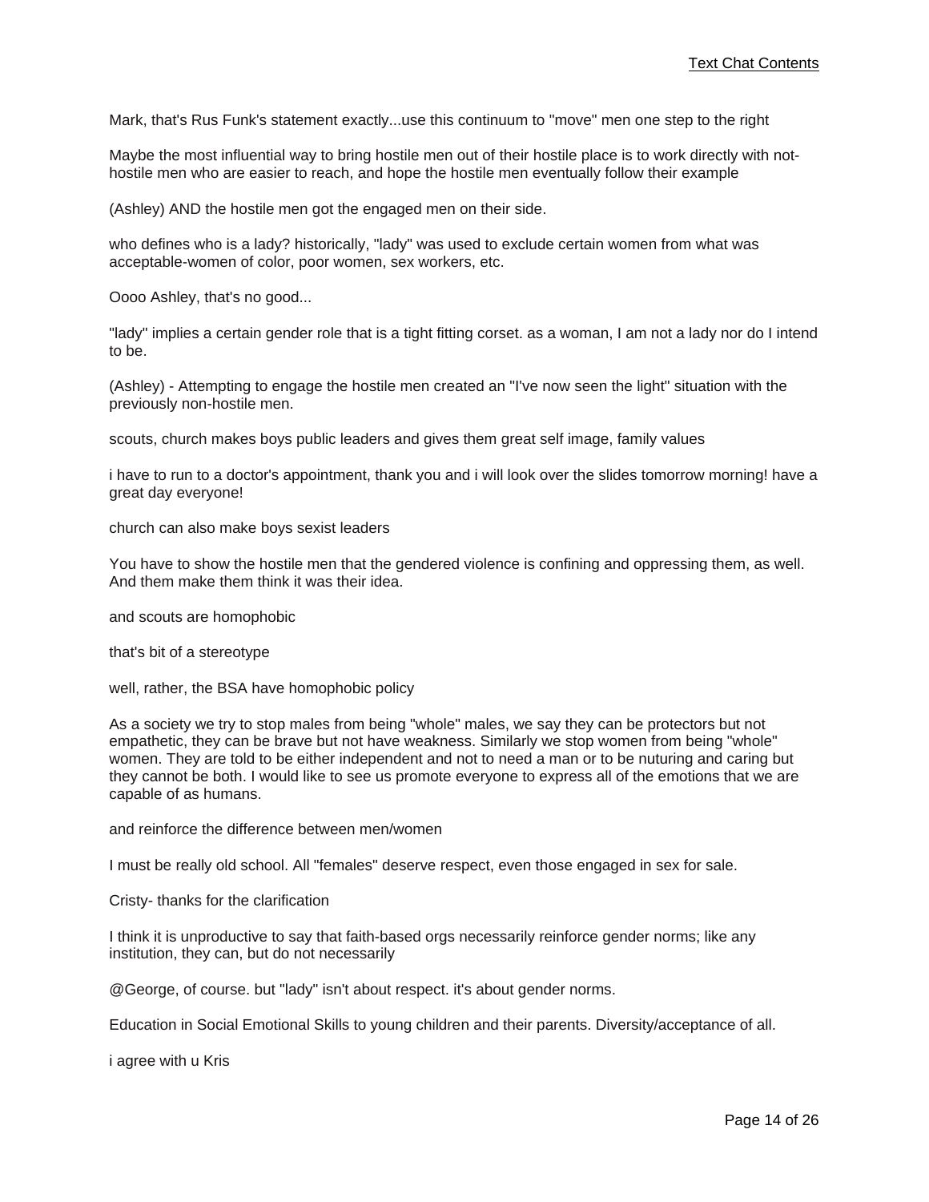Mark, that's Rus Funk's statement exactly...use this continuum to "move" men one step to the right

Maybe the most influential way to bring hostile men out of their hostile place is to work directly with not-hostile men who are easier to reach, and hope the hostile men eventually follow their example

(Ashley) AND the hostile men got the engaged men on their side.

who defines who is a lady? historically, "lady" was used to exclude certain women from what was acceptable-women of color, poor women, sex workers, etc.

Oooo Ashley, that's no good...

"lady" implies a certain gender role that is a tight fitting corset. as a woman, I am not a lady nor do I intend to be.

(Ashley) - Attempting to engage the hostile men created an "I've now seen the light" situation with the previously non-hostile men.

scouts, church makes boys public leaders and gives them great self image, family values

i have to run to a doctor's appointment, thank you and i will look over the slides tomorrow morning! have a great day everyone!

church can also make boys sexist leaders

You have to show the hostile men that the gendered violence is confining and oppressing them, as well. And them make them think it was their idea.

and scouts are homophobic

that's bit of a stereotype

well, rather, the BSA have homophobic policy

As a society we try to stop males from being "whole" males, we say they can be protectors but not empathetic, they can be brave but not have weakness. Similarly we stop women from being "whole" women. They are told to be either independent and not to need a man or to be nuturing and caring but they cannot be both. I would like to see us promote everyone to express all of the emotions that we are capable of as humans.

and reinforce the difference between men/women

I must be really old school. All "females" deserve respect, even those engaged in sex for sale.

Cristy- thanks for the clarification

I think it is unproductive to say that faith-based orgs necessarily reinforce gender norms; like any institution, they can, but do not necessarily

@George, of course. but "lady" isn't about respect. it's about gender norms.

Education in Social Emotional Skills to young children and their parents. Diversity/acceptance of all.

i agree with u Kris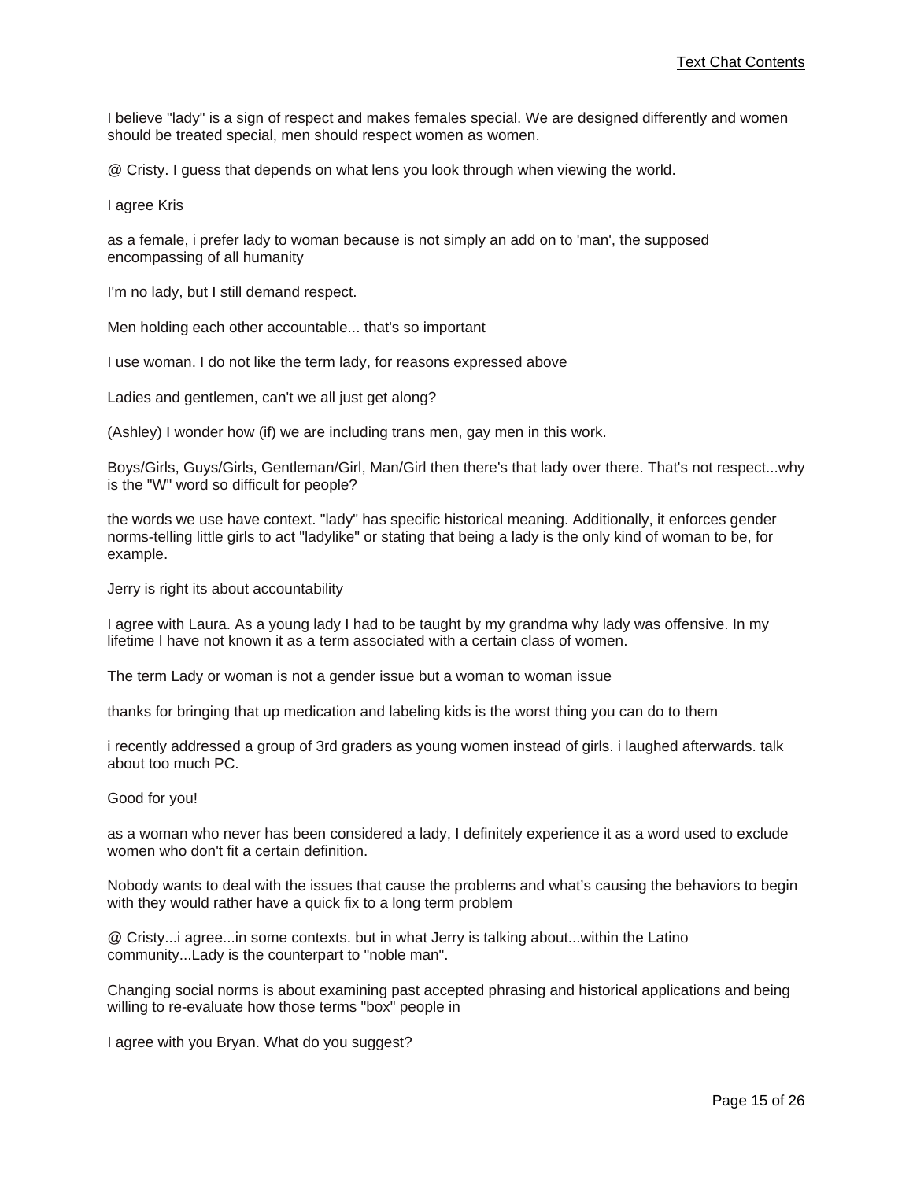I believe "lady" is a sign of respect and makes females special. We are designed differently and women should be treated special, men should respect women as women.

@ Cristy. I guess that depends on what lens you look through when viewing the world.

I agree Kris

as a female, i prefer lady to woman because is not simply an add on to 'man', the supposed encompassing of all humanity

I'm no lady, but I still demand respect.

Men holding each other accountable... that's so important

I use woman. I do not like the term lady, for reasons expressed above

Ladies and gentlemen, can't we all just get along?

(Ashley) I wonder how (if) we are including trans men, gay men in this work.

Boys/Girls, Guys/Girls, Gentleman/Girl, Man/Girl then there's that lady over there. That's not respect...why is the "W" word so difficult for people?

the words we use have context. "lady" has specific historical meaning. Additionally, it enforces gender norms-telling little girls to act "ladylike" or stating that being a lady is the only kind of woman to be, for example.

Jerry is right its about accountability

I agree with Laura. As a young lady I had to be taught by my grandma why lady was offensive. In my lifetime I have not known it as a term associated with a certain class of women.

The term Lady or woman is not a gender issue but a woman to woman issue

thanks for bringing that up medication and labeling kids is the worst thing you can do to them

i recently addressed a group of 3rd graders as young women instead of girls. i laughed afterwards. talk about too much PC.

Good for you!

as a woman who never has been considered a lady, I definitely experience it as a word used to exclude women who don't fit a certain definition.

Nobody wants to deal with the issues that cause the problems and what's causing the behaviors to begin with they would rather have a quick fix to a long term problem

@ Cristy...i agree...in some contexts. but in what Jerry is talking about...within the Latino community...Lady is the counterpart to "noble man".

Changing social norms is about examining past accepted phrasing and historical applications and being willing to re-evaluate how those terms "box" people in

I agree with you Bryan. What do you suggest?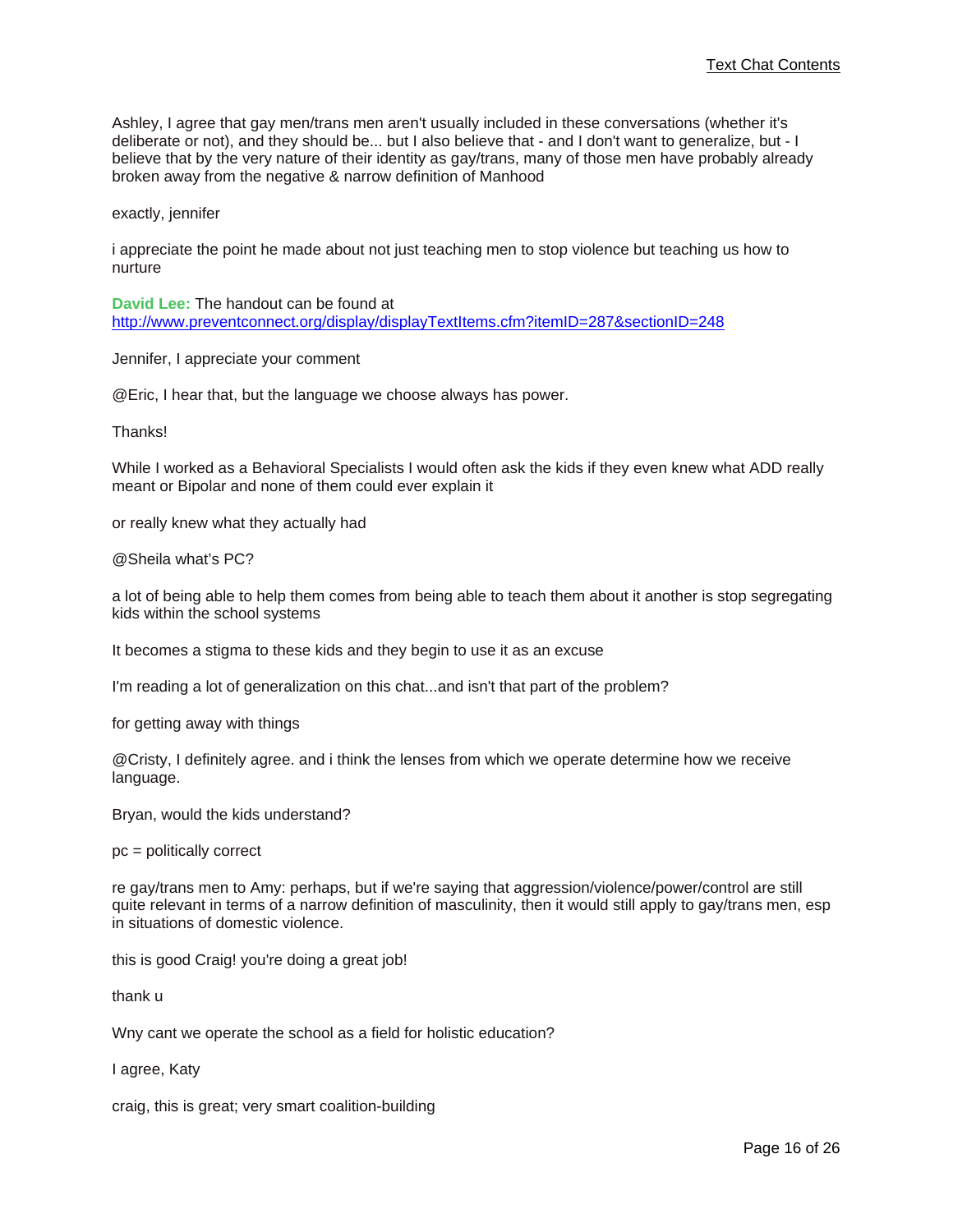Ashley, I agree that gay men/trans men aren't usually included in these conversations (whether it's deliberate or not), and they should be... but I also believe that - and I don't want to generalize, but - I believe that by the very nature of their identity as gay/trans, many of those men have probably already broken away from the negative & narrow definition of Manhood

exactly, jennifer

i appreciate the point he made about not just teaching men to stop violence but teaching us how to nurture

**David Lee:** The handout can be found at http://www.preventconnect.org/display/displayTextItems.cfm?itemID=287&sectionID=248

Jennifer, I appreciate your comment

@Eric, I hear that, but the language we choose always has power.

Thanks!

While I worked as a Behavioral Specialists I would often ask the kids if they even knew what ADD really meant or Bipolar and none of them could ever explain it

or really knew what they actually had

@Sheila what's PC?

a lot of being able to help them comes from being able to teach them about it another is stop segregating kids within the school systems

It becomes a stigma to these kids and they begin to use it as an excuse

I'm reading a lot of generalization on this chat...and isn't that part of the problem?

for getting away with things

@Cristy, I definitely agree. and i think the lenses from which we operate determine how we receive language.

Bryan, would the kids understand?

pc = politically correct

re gay/trans men to Amy: perhaps, but if we're saying that aggression/violence/power/control are still quite relevant in terms of a narrow definition of masculinity, then it would still apply to gay/trans men, esp in situations of domestic violence.

this is good Craig! you're doing a great job!

thank u

Wny cant we operate the school as a field for holistic education?

I agree, Katy

craig, this is great; very smart coalition-building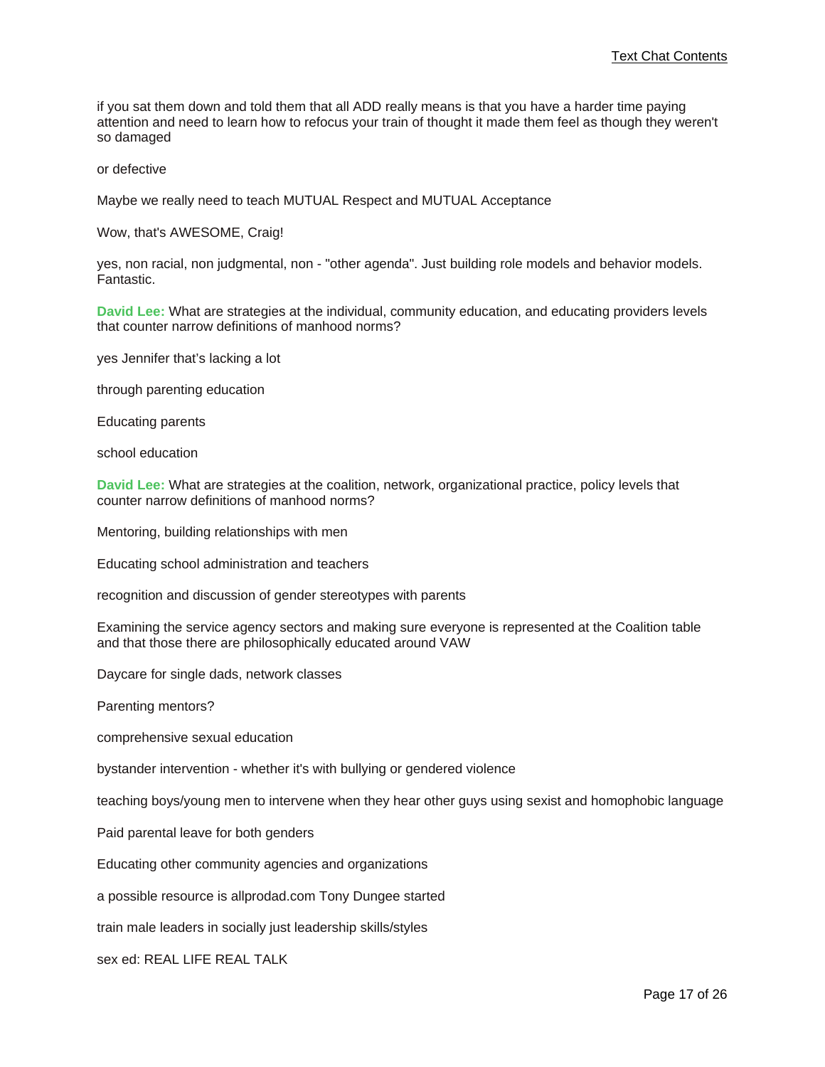if you sat them down and told them that all ADD really means is that you have a harder time paying attention and need to learn how to refocus your train of thought it made them feel as though they weren't so damaged

or defective

Maybe we really need to teach MUTUAL Respect and MUTUAL Acceptance

Wow, that's AWESOME, Craig!

yes, non racial, non judgmental, non - "other agenda". Just building role models and behavior models. Fantastic.

**David Lee:** What are strategies at the individual, community education, and educating providers levels that counter narrow definitions of manhood norms?

yes Jennifer that’s lacking a lot

through parenting education

Educating parents

school education

**David Lee:** What are strategies at the coalition, network, organizational practice, policy levels that counter narrow definitions of manhood norms?

Mentoring, building relationships with men

Educating school administration and teachers

recognition and discussion of gender stereotypes with parents

Examining the service agency sectors and making sure everyone is represented at the Coalition table and that those there are philosophically educated around VAW

Daycare for single dads, network classes

Parenting mentors?

comprehensive sexual education

bystander intervention - whether it's with bullying or gendered violence

teaching boys/young men to intervene when they hear other guys using sexist and homophobic language

Paid parental leave for both genders

Educating other community agencies and organizations

a possible resource is allprodad.com Tony Dungee started

train male leaders in socially just leadership skills/styles

sex ed: REAL LIFE REAL TALK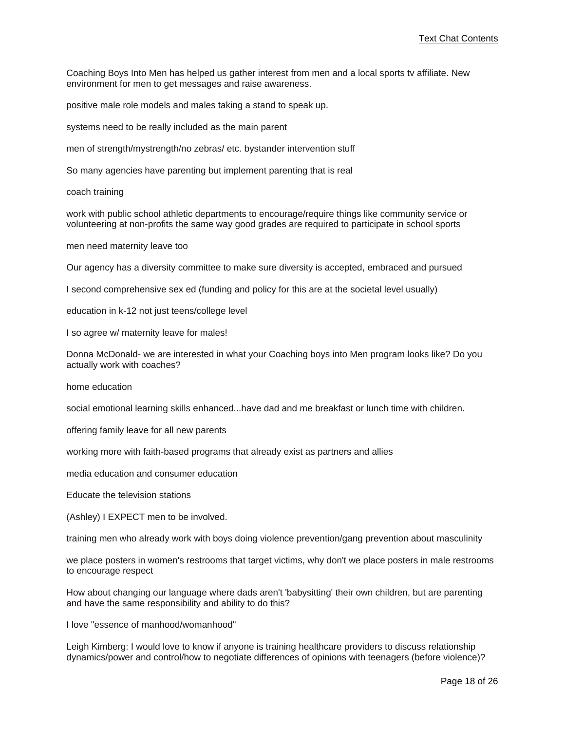Coaching Boys Into Men has helped us gather interest from men and a local sports tv affiliate. New environment for men to get messages and raise awareness.

positive male role models and males taking a stand to speak up.

systems need to be really included as the main parent

men of strength/mystrength/no zebras/ etc. bystander intervention stuff

So many agencies have parenting but implement parenting that is real

coach training

work with public school athletic departments to encourage/require things like community service or volunteering at non-profits the same way good grades are required to participate in school sports

men need maternity leave too

Our agency has a diversity committee to make sure diversity is accepted, embraced and pursued

I second comprehensive sex ed (funding and policy for this are at the societal level usually)

education in k-12 not just teens/college level

I so agree w/ maternity leave for males!

Donna McDonald- we are interested in what your Coaching boys into Men program looks like? Do you actually work with coaches?

home education

social emotional learning skills enhanced...have dad and me breakfast or lunch time with children.

offering family leave for all new parents

working more with faith-based programs that already exist as partners and allies

media education and consumer education

Educate the television stations

(Ashley) I EXPECT men to be involved.

training men who already work with boys doing violence prevention/gang prevention about masculinity

we place posters in women's restrooms that target victims, why don't we place posters in male restrooms to encourage respect

How about changing our language where dads aren't 'babysitting' their own children, but are parenting and have the same responsibility and ability to do this?

I love "essence of manhood/womanhood"

Leigh Kimberg: I would love to know if anyone is training healthcare providers to discuss relationship dynamics/power and control/how to negotiate differences of opinions with teenagers (before violence)?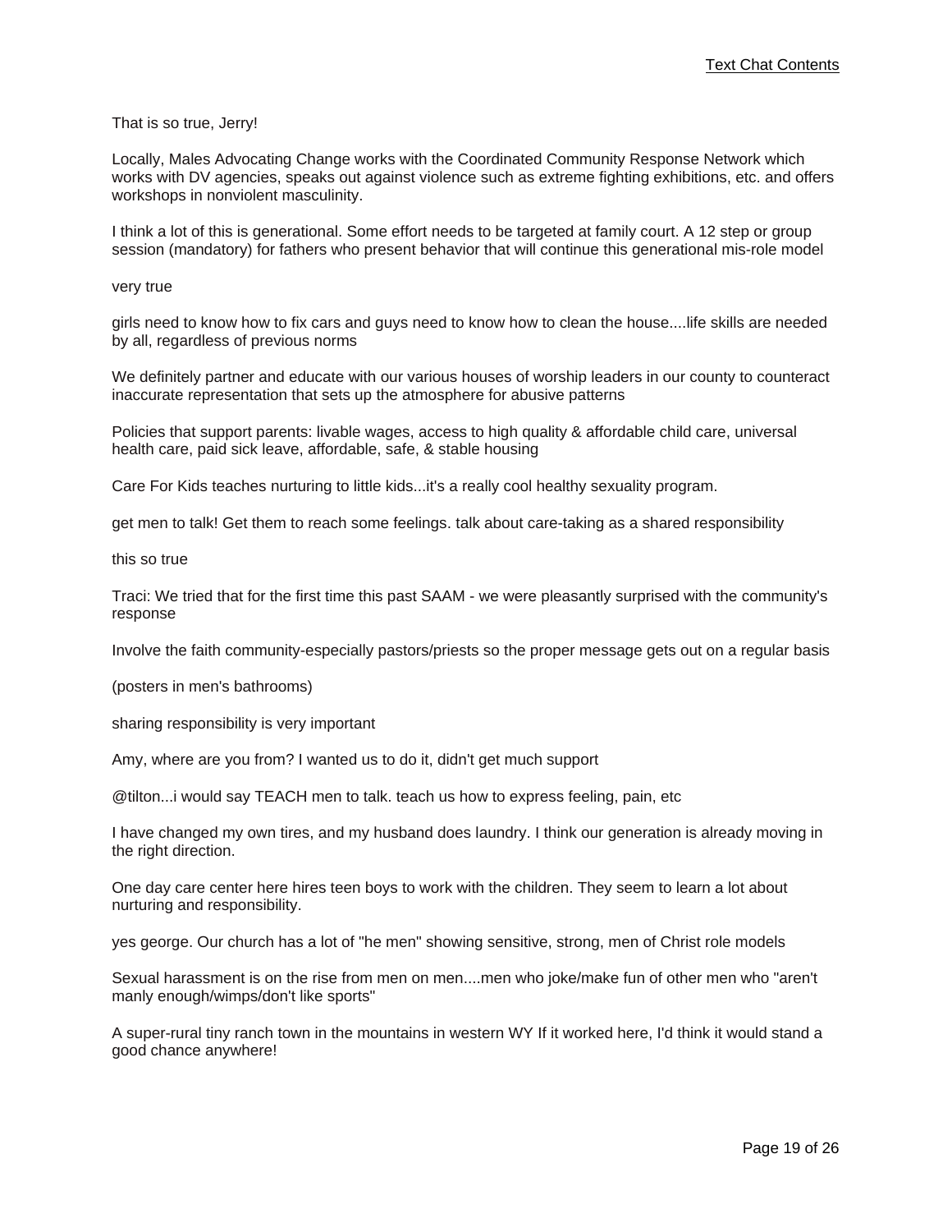That is so true, Jerry!

Locally, Males Advocating Change works with the Coordinated Community Response Network which works with DV agencies, speaks out against violence such as extreme fighting exhibitions, etc. and offers workshops in nonviolent masculinity.

I think a lot of this is generational. Some effort needs to be targeted at family court. A 12 step or group session (mandatory) for fathers who present behavior that will continue this generational mis-role model

very true

girls need to know how to fix cars and guys need to know how to clean the house....life skills are needed by all, regardless of previous norms

We definitely partner and educate with our various houses of worship leaders in our county to counteract inaccurate representation that sets up the atmosphere for abusive patterns

Policies that support parents: livable wages, access to high quality & affordable child care, universal health care, paid sick leave, affordable, safe, & stable housing

Care For Kids teaches nurturing to little kids...it's a really cool healthy sexuality program.

get men to talk! Get them to reach some feelings. talk about care-taking as a shared responsibility

this so true

Traci: We tried that for the first time this past SAAM - we were pleasantly surprised with the community's response

Involve the faith community-especially pastors/priests so the proper message gets out on a regular basis

(posters in men's bathrooms)

sharing responsibility is very important

Amy, where are you from? I wanted us to do it, didn't get much support

@tilton...i would say TEACH men to talk. teach us how to express feeling, pain, etc

I have changed my own tires, and my husband does laundry. I think our generation is already moving in the right direction.

One day care center here hires teen boys to work with the children. They seem to learn a lot about nurturing and responsibility.

yes george. Our church has a lot of "he men" showing sensitive, strong, men of Christ role models

Sexual harassment is on the rise from men on men....men who joke/make fun of other men who "aren't manly enough/wimps/don't like sports"

A super-rural tiny ranch town in the mountains in western WY If it worked here, I'd think it would stand a good chance anywhere!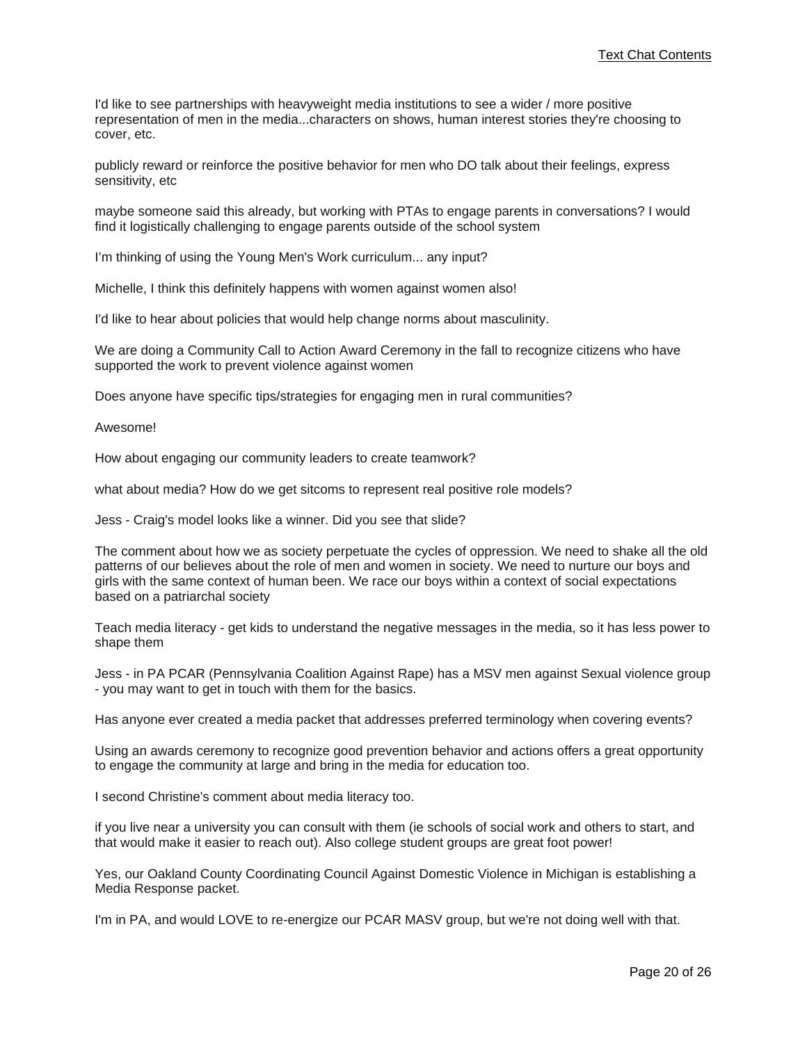I'd like to see partnerships with heavyweight media institutions to see a wider / more positive representation of men in the media...characters on shows, human interest stories they're choosing to cover, etc.

publicly reward or reinforce the positive behavior for men who DO talk about their feelings, express sensitivity, etc

maybe someone said this already, but working with PTAs to engage parents in conversations? I would find it logistically challenging to engage parents outside of the school system

I'm thinking of using the Young Men's Work curriculum... any input?

Michelle, I think this definitely happens with women against women also!

I'd like to hear about policies that would help change norms about masculinity.

We are doing a Community Call to Action Award Ceremony in the fall to recognize citizens who have supported the work to prevent violence against women

Does anyone have specific tips/strategies for engaging men in rural communities?

Awesome!

How about engaging our community leaders to create teamwork?

what about media? How do we get sitcoms to represent real positive role models?

Jess - Craig's model looks like a winner. Did you see that slide?

The comment about how we as society perpetuate the cycles of oppression. We need to shake all the old patterns of our believes about the role of men and women in society. We need to nurture our boys and girls with the same context of human been. We race our boys within a context of social expectations based on a patriarchal society

Teach media literacy - get kids to understand the negative messages in the media, so it has less power to shape them

Jess - in PA PCAR (Pennsylvania Coalition Against Rape) has a MSV men against Sexual violence group - you may want to get in touch with them for the basics.

Has anyone ever created a media packet that addresses preferred terminology when covering events?

Using an awards ceremony to recognize good prevention behavior and actions offers a great opportunity to engage the community at large and bring in the media for education too.

I second Christine's comment about media literacy too.

if you live near a university you can consult with them (ie schools of social work and others to start, and that would make it easier to reach out). Also college student groups are great foot power!

Yes, our Oakland County Coordinating Council Against Domestic Violence in Michigan is establishing a Media Response packet.

I'm in PA, and would LOVE to re-energize our PCAR MASV group, but we're not doing well with that.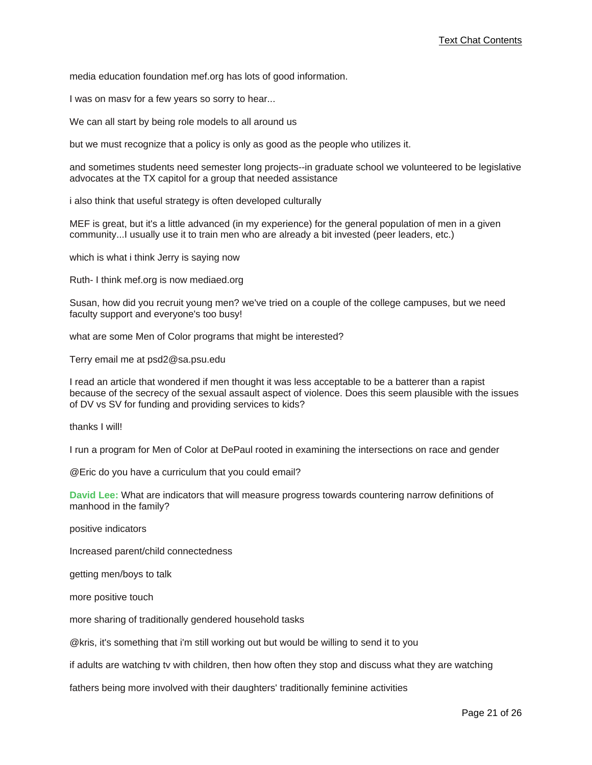media education foundation mef.org has lots of good information.

I was on masv for a few years so sorry to hear...

We can all start by being role models to all around us

but we must recognize that a policy is only as good as the people who utilizes it.

and sometimes students need semester long projects--in graduate school we volunteered to be legislative advocates at the TX capitol for a group that needed assistance

i also think that useful strategy is often developed culturally

MEF is great, but it's a little advanced (in my experience) for the general population of men in a given community...I usually use it to train men who are already a bit invested (peer leaders, etc.)

which is what i think Jerry is saying now

Ruth- I think mef.org is now mediaed.org

Susan, how did you recruit young men? we've tried on a couple of the college campuses, but we need faculty support and everyone's too busy!

what are some Men of Color programs that might be interested?

Terry email me at psd2@sa.psu.edu

I read an article that wondered if men thought it was less acceptable to be a batterer than a rapist because of the secrecy of the sexual assault aspect of violence. Does this seem plausible with the issues of DV vs SV for funding and providing services to kids?

thanks I will!

I run a program for Men of Color at DePaul rooted in examining the intersections on race and gender

@Eric do you have a curriculum that you could email?

**David Lee:** What are indicators that will measure progress towards countering narrow definitions of manhood in the family?

positive indicators

Increased parent/child connectedness

getting men/boys to talk

more positive touch

more sharing of traditionally gendered household tasks

@kris, it's something that i'm still working out but would be willing to send it to you

if adults are watching tv with children, then how often they stop and discuss what they are watching

fathers being more involved with their daughters' traditionally feminine activities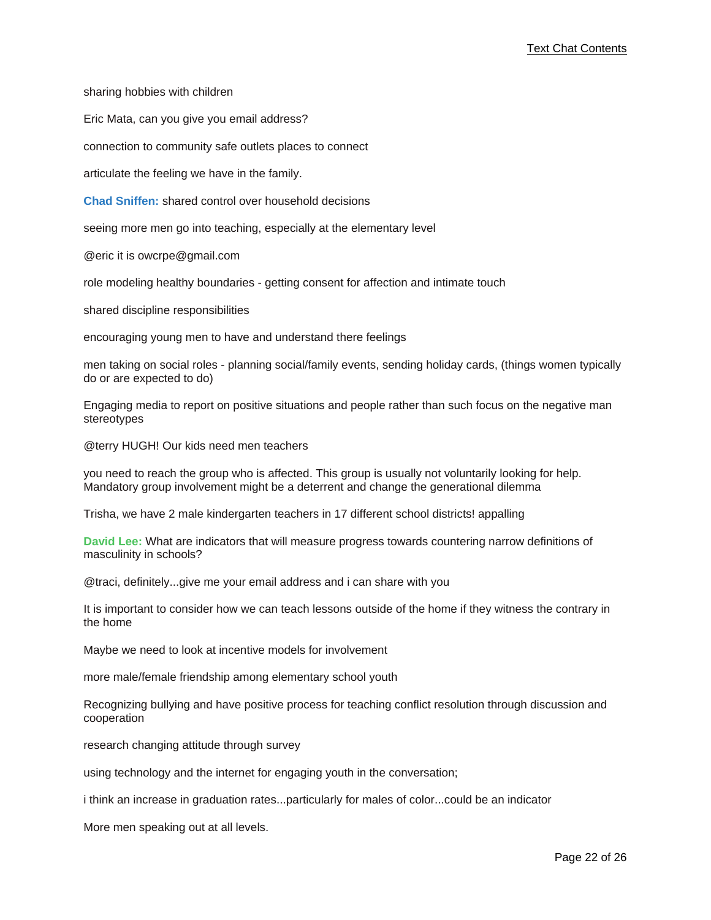sharing hobbies with children

Eric Mata, can you give you email address?

connection to community safe outlets places to connect

articulate the feeling we have in the family.

**Chad Sniffen:** shared control over household decisions

seeing more men go into teaching, especially at the elementary level

@eric it is owcrpe@gmail.com

role modeling healthy boundaries - getting consent for affection and intimate touch

shared discipline responsibilities

encouraging young men to have and understand there feelings

men taking on social roles - planning social/family events, sending holiday cards, (things women typically do or are expected to do)

Engaging media to report on positive situations and people rather than such focus on the negative man stereotypes

@terry HUGH! Our kids need men teachers

you need to reach the group who is affected. This group is usually not voluntarily looking for help. Mandatory group involvement might be a deterrent and change the generational dilemma

Trisha, we have 2 male kindergarten teachers in 17 different school districts! appalling

**David Lee:** What are indicators that will measure progress towards countering narrow definitions of masculinity in schools?

@traci, definitely...give me your email address and i can share with you

It is important to consider how we can teach lessons outside of the home if they witness the contrary in the home

Maybe we need to look at incentive models for involvement

more male/female friendship among elementary school youth

Recognizing bullying and have positive process for teaching conflict resolution through discussion and cooperation

research changing attitude through survey

using technology and the internet for engaging youth in the conversation;

i think an increase in graduation rates...particularly for males of color...could be an indicator

More men speaking out at all levels.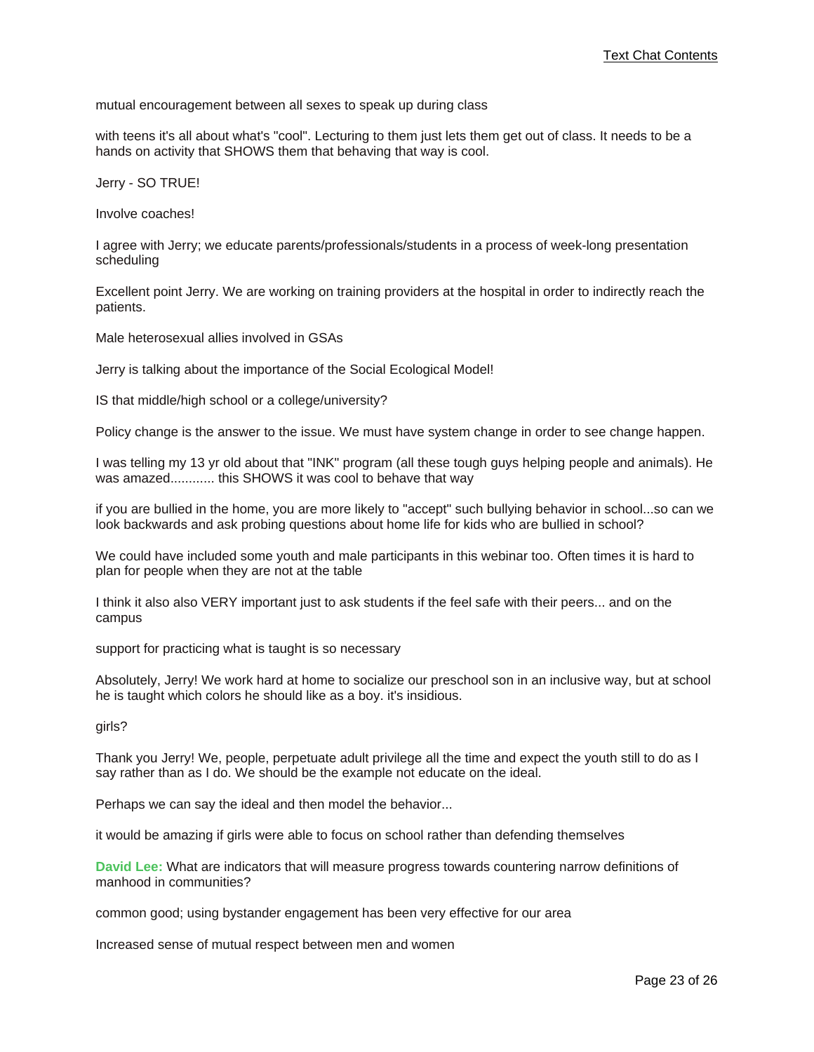mutual encouragement between all sexes to speak up during class

with teens it's all about what's "cool". Lecturing to them just lets them get out of class. It needs to be a hands on activity that SHOWS them that behaving that way is cool.

Jerry - SO TRUE!

Involve coaches!

I agree with Jerry; we educate parents/professionals/students in a process of week-long presentation scheduling

Excellent point Jerry. We are working on training providers at the hospital in order to indirectly reach the patients.

Male heterosexual allies involved in GSAs

Jerry is talking about the importance of the Social Ecological Model!

IS that middle/high school or a college/university?

Policy change is the answer to the issue. We must have system change in order to see change happen.

I was telling my 13 yr old about that "INK" program (all these tough guys helping people and animals). He was amazed............ this SHOWS it was cool to behave that way

if you are bullied in the home, you are more likely to "accept" such bullying behavior in school...so can we look backwards and ask probing questions about home life for kids who are bullied in school?

We could have included some youth and male participants in this webinar too. Often times it is hard to plan for people when they are not at the table

I think it also also VERY important just to ask students if the feel safe with their peers... and on the campus

support for practicing what is taught is so necessary

Absolutely, Jerry! We work hard at home to socialize our preschool son in an inclusive way, but at school he is taught which colors he should like as a boy. it's insidious.

girls?

Thank you Jerry! We, people, perpetuate adult privilege all the time and expect the youth still to do as I say rather than as I do. We should be the example not educate on the ideal.

Perhaps we can say the ideal and then model the behavior...

it would be amazing if girls were able to focus on school rather than defending themselves

**David Lee:** What are indicators that will measure progress towards countering narrow definitions of manhood in communities?

common good; using bystander engagement has been very effective for our area

Increased sense of mutual respect between men and women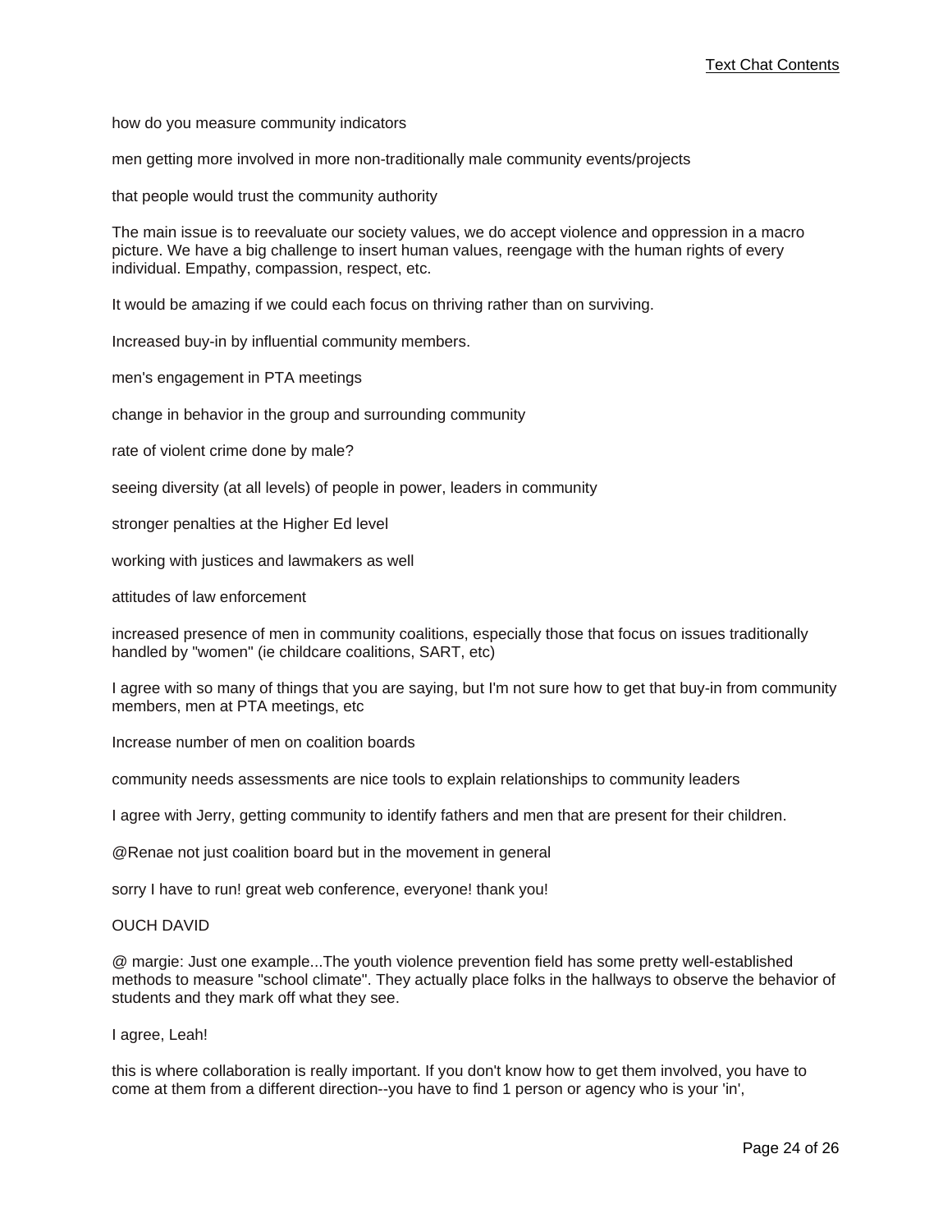how do you measure community indicators

men getting more involved in more non-traditionally male community events/projects

that people would trust the community authority

The main issue is to reevaluate our society values, we do accept violence and oppression in a macro picture. We have a big challenge to insert human values, reengage with the human rights of every individual. Empathy, compassion, respect, etc.

It would be amazing if we could each focus on thriving rather than on surviving.

Increased buy-in by influential community members.

men's engagement in PTA meetings

change in behavior in the group and surrounding community

rate of violent crime done by male?

seeing diversity (at all levels) of people in power, leaders in community

stronger penalties at the Higher Ed level

working with justices and lawmakers as well

attitudes of law enforcement

increased presence of men in community coalitions, especially those that focus on issues traditionally handled by "women" (ie childcare coalitions, SART, etc)

I agree with so many of things that you are saying, but I'm not sure how to get that buy-in from community members, men at PTA meetings, etc

Increase number of men on coalition boards

community needs assessments are nice tools to explain relationships to community leaders

I agree with Jerry, getting community to identify fathers and men that are present for their children.

@Renae not just coalition board but in the movement in general

sorry I have to run! great web conference, everyone! thank you!

OUCH DAVID

@ margie: Just one example...The youth violence prevention field has some pretty well-established methods to measure "school climate". They actually place folks in the hallways to observe the behavior of students and they mark off what they see.

I agree, Leah!

this is where collaboration is really important. If you don't know how to get them involved, you have to come at them from a different direction--you have to find 1 person or agency who is your 'in',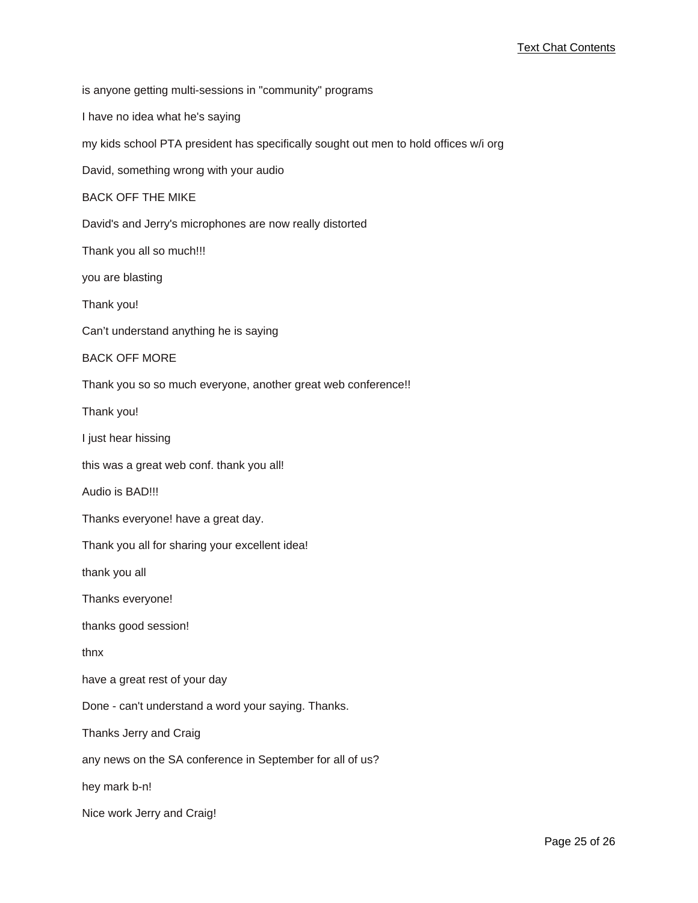is anyone getting multi-sessions in "community" programs

I have no idea what he's saying

my kids school PTA president has specifically sought out men to hold offices w/i org

David, something wrong with your audio

BACK OFF THE MIKE

David's and Jerry's microphones are now really distorted

Thank you all so much!!!

you are blasting

Thank you!

Can't understand anything he is saying

BACK OFF MORE

Thank you so so much everyone, another great web conference!!

Thank you!

I just hear hissing

this was a great web conf. thank you all!

Audio is BAD!!!

Thanks everyone! have a great day.

Thank you all for sharing your excellent idea!

thank you all

Thanks everyone!

thanks good session!

thnx

have a great rest of your day

Done - can't understand a word your saying. Thanks.

Thanks Jerry and Craig

any news on the SA conference in September for all of us?

hey mark b-n!

Nice work Jerry and Craig!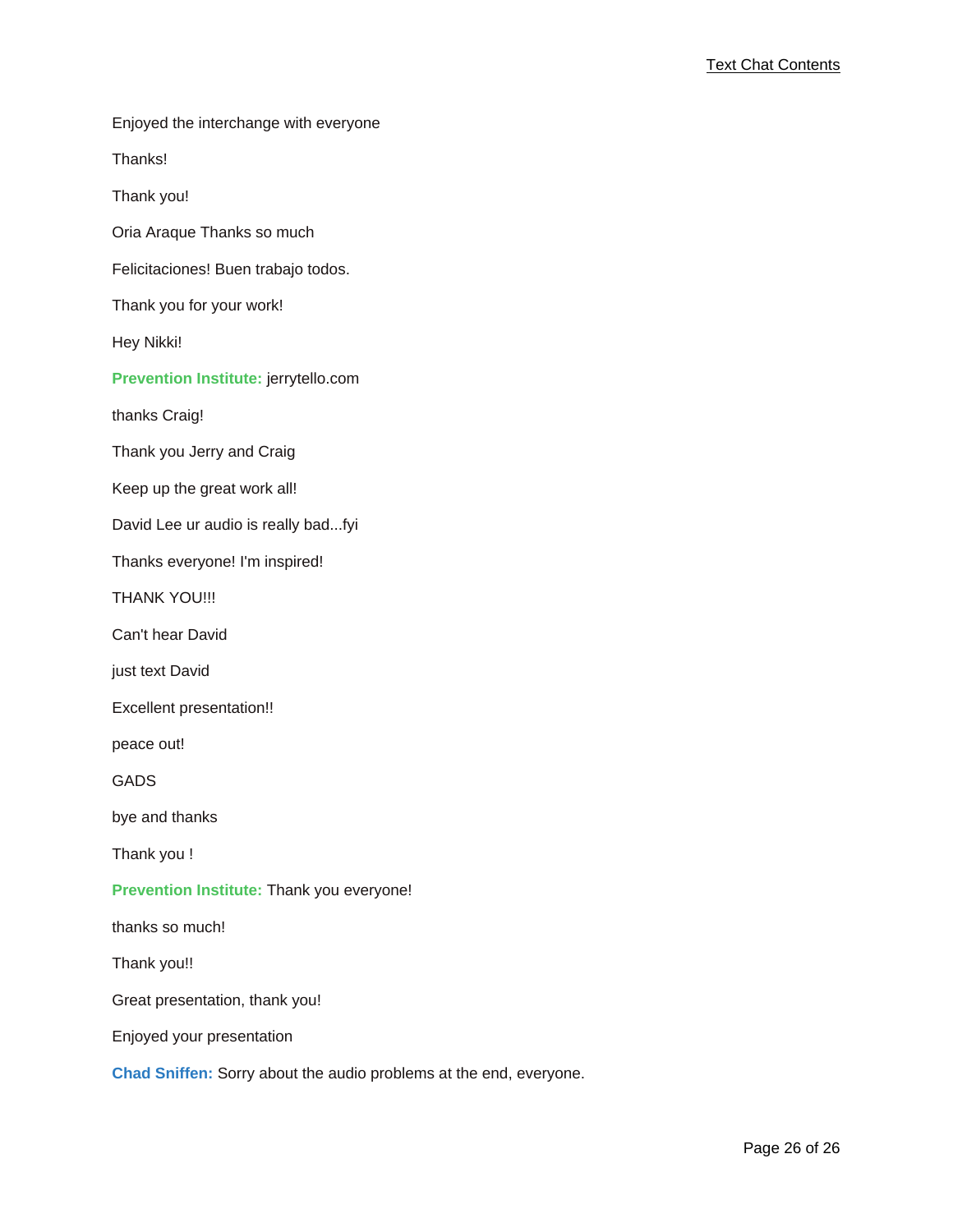Enjoyed the interchange with everyone

Thanks!

Thank you!

Oria Araque Thanks so much

Felicitaciones! Buen trabajo todos.

Thank you for your work!

Hey Nikki!

**Prevention Institute:** jerrytello.com

thanks Craig!

Thank you Jerry and Craig

Keep up the great work all!

David Lee ur audio is really bad...fyi

Thanks everyone! I'm inspired!

THANK YOU!!!

Can't hear David

just text David

Excellent presentation!!

peace out!

GADS

bye and thanks

Thank you !

**Prevention Institute:** Thank you everyone!

thanks so much!

Thank you!!

Great presentation, thank you!

Enjoyed your presentation

**Chad Sniffen:** Sorry about the audio problems at the end, everyone.